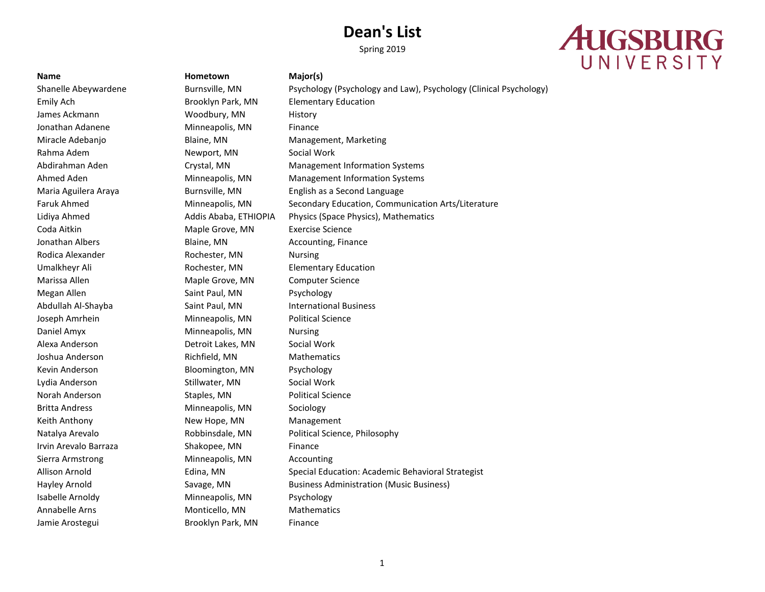# Dean's List

Spring 2019

AUGSBURG UNIVERSITY

| Name | Hometown | Major(s) |
| --- | --- | --- |
| Shanelle Abeywardene | Burnsville, MN | Psychology (Psychology and Law), Psychology (Clinical Psychology) |
| Emily Ach | Brooklyn Park, MN | Elementary Education |
| James Ackmann | Woodbury, MN | History |
| Jonathan Adanene | Minneapolis, MN | Finance |
| Miracle Adebanjo | Blaine, MN | Management, Marketing |
| Rahma Adem | Newport, MN | Social Work |
| Abdirahman Aden | Crystal, MN | Management Information Systems |
| Ahmed Aden | Minneapolis, MN | Management Information Systems |
| Maria Aguilera Araya | Burnsville, MN | English as a Second Language |
| Faruk Ahmed | Minneapolis, MN | Secondary Education, Communication Arts/Literature |
| Lidiya Ahmed | Addis Ababa, ETHIOPIA | Physics (Space Physics), Mathematics |
| Coda Aitkin | Maple Grove, MN | Exercise Science |
| Jonathan Albers | Blaine, MN | Accounting, Finance |
| Rodica Alexander | Rochester, MN | Nursing |
| Umalkheyr Ali | Rochester, MN | Elementary Education |
| Marissa Allen | Maple Grove, MN | Computer Science |
| Megan Allen | Saint Paul, MN | Psychology |
| Abdullah Al-Shayba | Saint Paul, MN | International Business |
| Joseph Amrhein | Minneapolis, MN | Political Science |
| Daniel Amyx | Minneapolis, MN | Nursing |
| Alexa Anderson | Detroit Lakes, MN | Social Work |
| Joshua Anderson | Richfield, MN | Mathematics |
| Kevin Anderson | Bloomington, MN | Psychology |
| Lydia Anderson | Stillwater, MN | Social Work |
| Norah Anderson | Staples, MN | Political Science |
| Britta Andress | Minneapolis, MN | Sociology |
| Keith Anthony | New Hope, MN | Management |
| Natalya Arevalo | Robbinsdale, MN | Political Science, Philosophy |
| Irvin Arevalo Barraza | Shakopee, MN | Finance |
| Sierra Armstrong | Minneapolis, MN | Accounting |
| Allison Arnold | Edina, MN | Special Education: Academic Behavioral Strategist |
| Hayley Arnold | Savage, MN | Business Administration (Music Business) |
| Isabelle Arnoldy | Minneapolis, MN | Psychology |
| Annabelle Arns | Monticello, MN | Mathematics |
| Jamie Arostegui | Brooklyn Park, MN | Finance |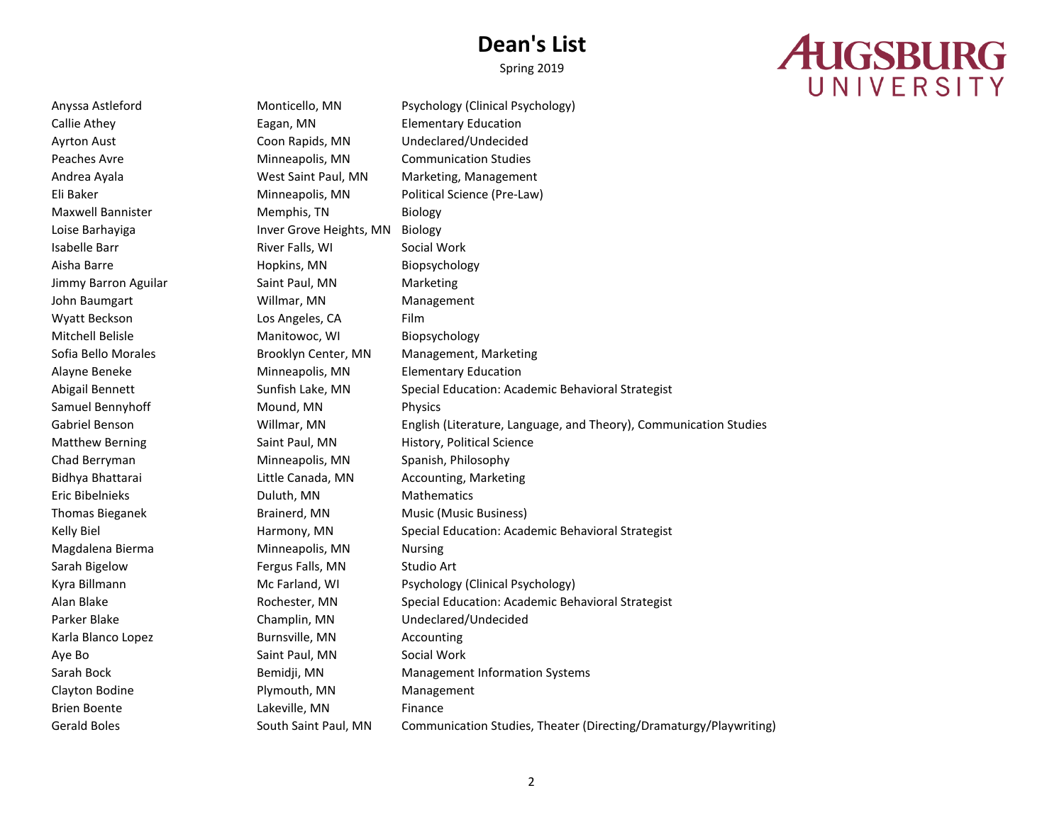# Dean's List

Spring 2019

AUGSBURG UNIVERSITY

| | | |
|---|---|---|
| Anyssa Astleford | Monticello, MN | Psychology (Clinical Psychology) |
| Callie Athey | Eagan, MN | Elementary Education |
| Ayrton Aust | Coon Rapids, MN | Undeclared/Undecided |
| Peaches Avre | Minneapolis, MN | Communication Studies |
| Andrea Ayala | West Saint Paul, MN | Marketing, Management |
| Eli Baker | Minneapolis, MN | Political Science (Pre-Law) |
| Maxwell Bannister | Memphis, TN | Biology |
| Loise Barhayiga | Inver Grove Heights, MN | Biology |
| Isabelle Barr | River Falls, WI | Social Work |
| Aisha Barre | Hopkins, MN | Biopsychology |
| Jimmy Barron Aguilar | Saint Paul, MN | Marketing |
| John Baumgart | Willmar, MN | Management |
| Wyatt Beckson | Los Angeles, CA | Film |
| Mitchell Belisle | Manitowoc, WI | Biopsychology |
| Sofia Bello Morales | Brooklyn Center, MN | Management, Marketing |
| Alayne Beneke | Minneapolis, MN | Elementary Education |
| Abigail Bennett | Sunfish Lake, MN | Special Education: Academic Behavioral Strategist |
| Samuel Bennyhoff | Mound, MN | Physics |
| Gabriel Benson | Willmar, MN | English (Literature, Language, and Theory), Communication Studies |
| Matthew Berning | Saint Paul, MN | History, Political Science |
| Chad Berryman | Minneapolis, MN | Spanish, Philosophy |
| Bidhya Bhattarai | Little Canada, MN | Accounting, Marketing |
| Eric Bibelnieks | Duluth, MN | Mathematics |
| Thomas Bieganek | Brainerd, MN | Music (Music Business) |
| Kelly Biel | Harmony, MN | Special Education: Academic Behavioral Strategist |
| Magdalena Bierma | Minneapolis, MN | Nursing |
| Sarah Bigelow | Fergus Falls, MN | Studio Art |
| Kyra Billmann | Mc Farland, WI | Psychology (Clinical Psychology) |
| Alan Blake | Rochester, MN | Special Education: Academic Behavioral Strategist |
| Parker Blake | Champlin, MN | Undeclared/Undecided |
| Karla Blanco Lopez | Burnsville, MN | Accounting |
| Aye Bo | Saint Paul, MN | Social Work |
| Sarah Bock | Bemidji, MN | Management Information Systems |
| Clayton Bodine | Plymouth, MN | Management |
| Brien Boente | Lakeville, MN | Finance |
| Gerald Boles | South Saint Paul, MN | Communication Studies, Theater (Directing/Dramaturgy/Playwriting) |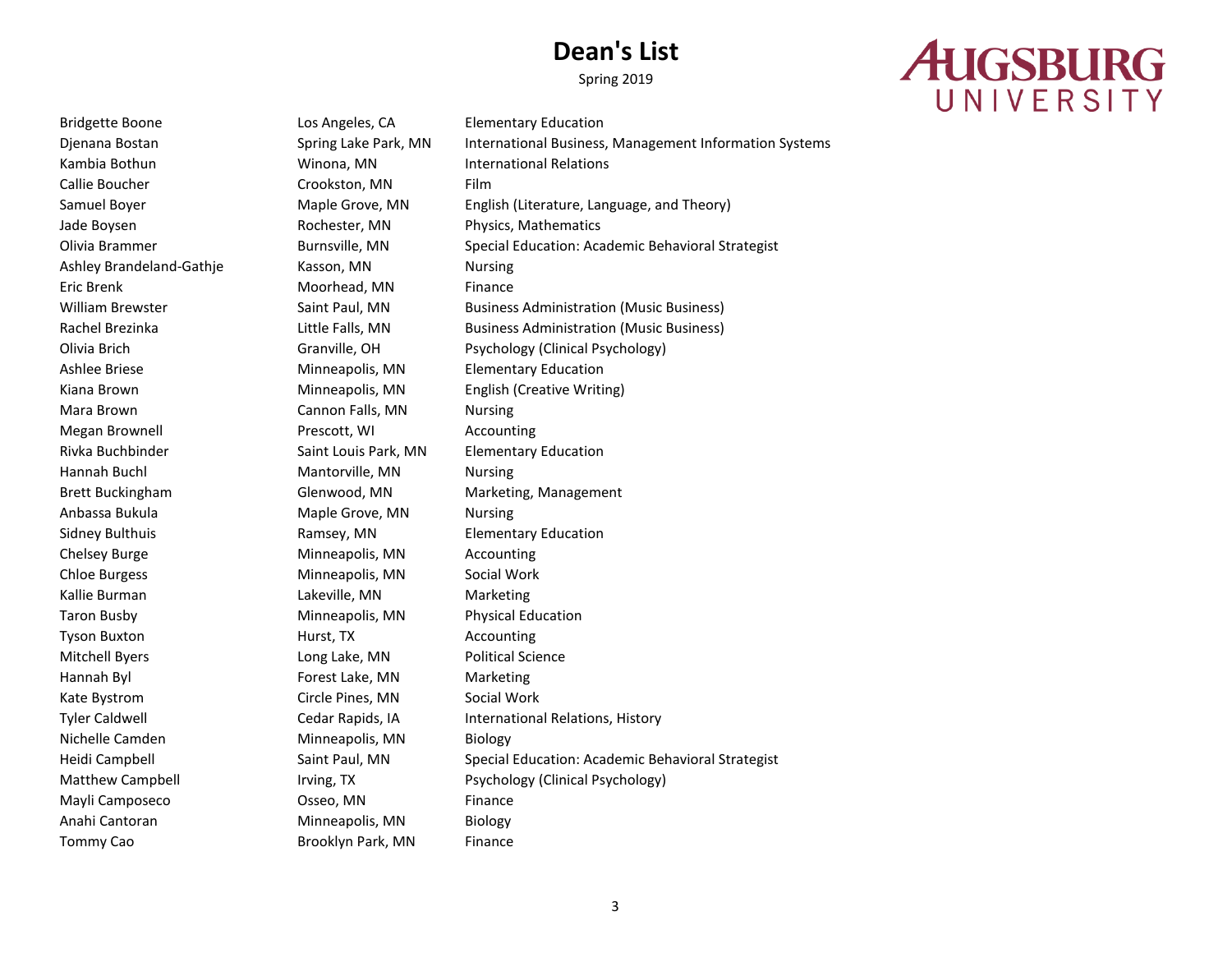# Dean's List

Spring 2019

AUGSBURG UNIVERSITY

| | | |
|---|---|---|
| Bridgette Boone | Los Angeles, CA | Elementary Education |
| Djenana Bostan | Spring Lake Park, MN | International Business, Management Information Systems |
| Kambia Bothun | Winona, MN | International Relations |
| Callie Boucher | Crookston, MN | Film |
| Samuel Boyer | Maple Grove, MN | English (Literature, Language, and Theory) |
| Jade Boysen | Rochester, MN | Physics, Mathematics |
| Olivia Brammer | Burnsville, MN | Special Education: Academic Behavioral Strategist |
| Ashley Brandeland-Gathje | Kasson, MN | Nursing |
| Eric Brenk | Moorhead, MN | Finance |
| William Brewster | Saint Paul, MN | Business Administration (Music Business) |
| Rachel Brezinka | Little Falls, MN | Business Administration (Music Business) |
| Olivia Brich | Granville, OH | Psychology (Clinical Psychology) |
| Ashlee Briese | Minneapolis, MN | Elementary Education |
| Kiana Brown | Minneapolis, MN | English (Creative Writing) |
| Mara Brown | Cannon Falls, MN | Nursing |
| Megan Brownell | Prescott, WI | Accounting |
| Rivka Buchbinder | Saint Louis Park, MN | Elementary Education |
| Hannah Buchl | Mantorville, MN | Nursing |
| Brett Buckingham | Glenwood, MN | Marketing, Management |
| Anbassa Bukula | Maple Grove, MN | Nursing |
| Sidney Bulthuis | Ramsey, MN | Elementary Education |
| Chelsey Burge | Minneapolis, MN | Accounting |
| Chloe Burgess | Minneapolis, MN | Social Work |
| Kallie Burman | Lakeville, MN | Marketing |
| Taron Busby | Minneapolis, MN | Physical Education |
| Tyson Buxton | Hurst, TX | Accounting |
| Mitchell Byers | Long Lake, MN | Political Science |
| Hannah Byl | Forest Lake, MN | Marketing |
| Kate Bystrom | Circle Pines, MN | Social Work |
| Tyler Caldwell | Cedar Rapids, IA | International Relations, History |
| Nichelle Camden | Minneapolis, MN | Biology |
| Heidi Campbell | Saint Paul, MN | Special Education: Academic Behavioral Strategist |
| Matthew Campbell | Irving, TX | Psychology (Clinical Psychology) |
| Mayli Camposeco | Osseo, MN | Finance |
| Anahi Cantoran | Minneapolis, MN | Biology |
| Tommy Cao | Brooklyn Park, MN | Finance |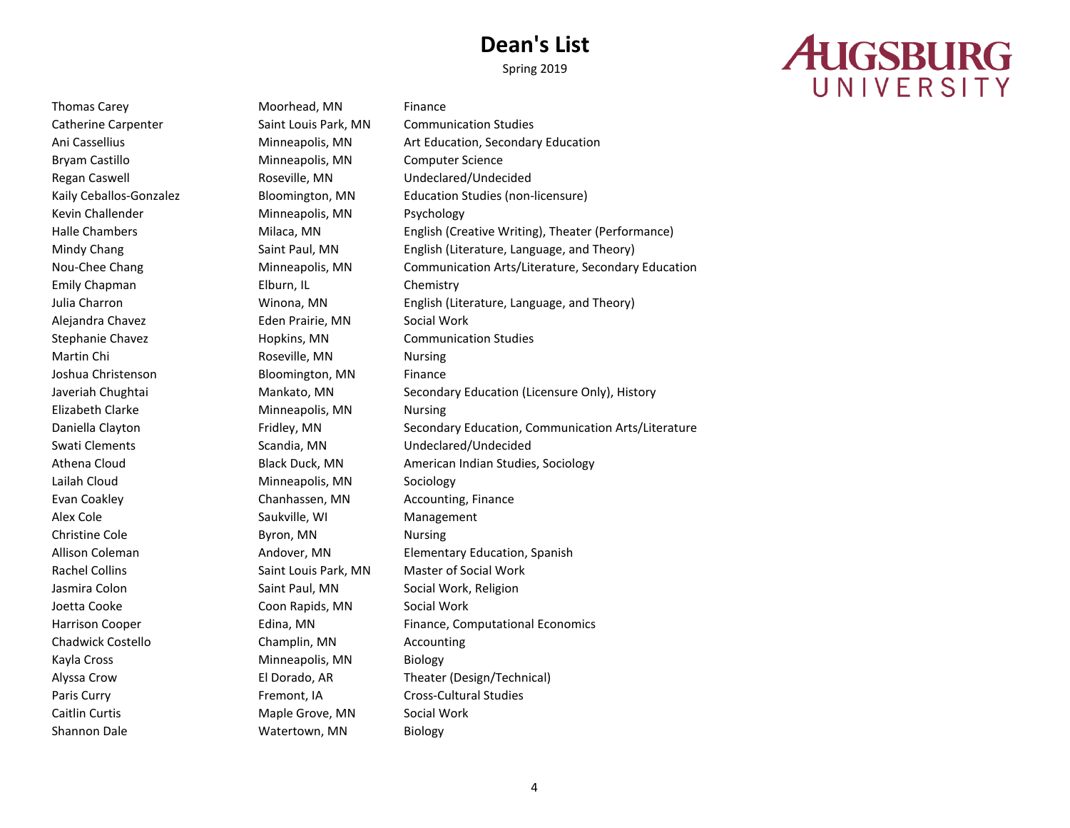# Dean's List

Spring 2019

AUGSBURG UNIVERSITY

| | | |
|---|---|---|
| Thomas Carey | Moorhead, MN | Finance |
| Catherine Carpenter | Saint Louis Park, MN | Communication Studies |
| Ani Cassellius | Minneapolis, MN | Art Education, Secondary Education |
| Bryam Castillo | Minneapolis, MN | Computer Science |
| Regan Caswell | Roseville, MN | Undeclared/Undecided |
| Kaily Ceballos-Gonzalez | Bloomington, MN | Education Studies (non-licensure) |
| Kevin Challender | Minneapolis, MN | Psychology |
| Halle Chambers | Milaca, MN | English (Creative Writing), Theater (Performance) |
| Mindy Chang | Saint Paul, MN | English (Literature, Language, and Theory) |
| Nou-Chee Chang | Minneapolis, MN | Communication Arts/Literature, Secondary Education |
| Emily Chapman | Elburn, IL | Chemistry |
| Julia Charron | Winona, MN | English (Literature, Language, and Theory) |
| Alejandra Chavez | Eden Prairie, MN | Social Work |
| Stephanie Chavez | Hopkins, MN | Communication Studies |
| Martin Chi | Roseville, MN | Nursing |
| Joshua Christenson | Bloomington, MN | Finance |
| Javeriah Chughtai | Mankato, MN | Secondary Education (Licensure Only), History |
| Elizabeth Clarke | Minneapolis, MN | Nursing |
| Daniella Clayton | Fridley, MN | Secondary Education, Communication Arts/Literature |
| Swati Clements | Scandia, MN | Undeclared/Undecided |
| Athena Cloud | Black Duck, MN | American Indian Studies, Sociology |
| Lailah Cloud | Minneapolis, MN | Sociology |
| Evan Coakley | Chanhassen, MN | Accounting, Finance |
| Alex Cole | Saukville, WI | Management |
| Christine Cole | Byron, MN | Nursing |
| Allison Coleman | Andover, MN | Elementary Education, Spanish |
| Rachel Collins | Saint Louis Park, MN | Master of Social Work |
| Jasmira Colon | Saint Paul, MN | Social Work, Religion |
| Joetta Cooke | Coon Rapids, MN | Social Work |
| Harrison Cooper | Edina, MN | Finance, Computational Economics |
| Chadwick Costello | Champlin, MN | Accounting |
| Kayla Cross | Minneapolis, MN | Biology |
| Alyssa Crow | El Dorado, AR | Theater (Design/Technical) |
| Paris Curry | Fremont, IA | Cross-Cultural Studies |
| Caitlin Curtis | Maple Grove, MN | Social Work |
| Shannon Dale | Watertown, MN | Biology |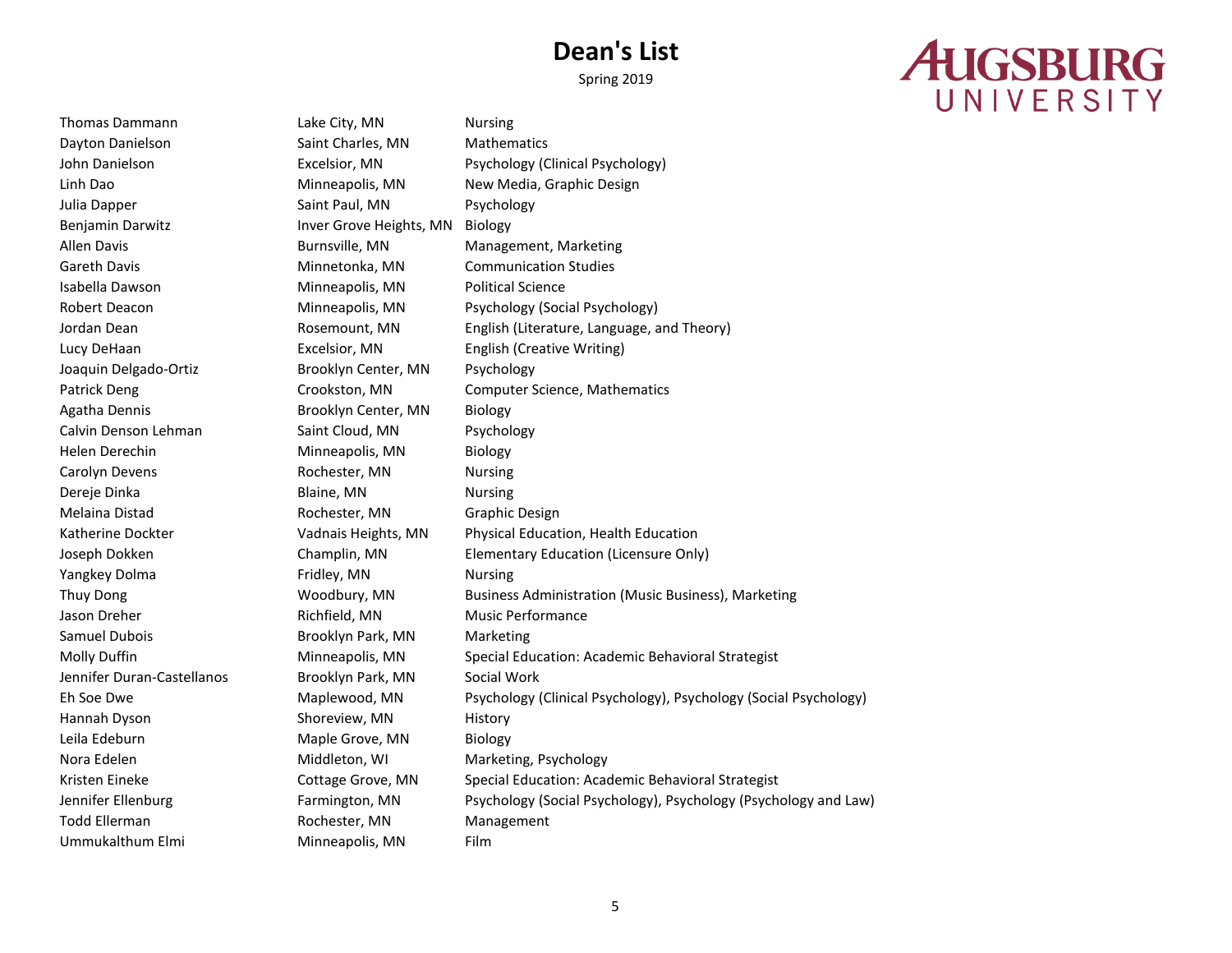# Dean's List

Spring 2019

AUGSBURG UNIVERSITY

| | | |
|---|---|---|
| Thomas Dammann | Lake City, MN | Nursing |
| Dayton Danielson | Saint Charles, MN | Mathematics |
| John Danielson | Excelsior, MN | Psychology (Clinical Psychology) |
| Linh Dao | Minneapolis, MN | New Media, Graphic Design |
| Julia Dapper | Saint Paul, MN | Psychology |
| Benjamin Darwitz | Inver Grove Heights, MN | Biology |
| Allen Davis | Burnsville, MN | Management, Marketing |
| Gareth Davis | Minnetonka, MN | Communication Studies |
| Isabella Dawson | Minneapolis, MN | Political Science |
| Robert Deacon | Minneapolis, MN | Psychology (Social Psychology) |
| Jordan Dean | Rosemount, MN | English (Literature, Language, and Theory) |
| Lucy DeHaan | Excelsior, MN | English (Creative Writing) |
| Joaquin Delgado-Ortiz | Brooklyn Center, MN | Psychology |
| Patrick Deng | Crookston, MN | Computer Science, Mathematics |
| Agatha Dennis | Brooklyn Center, MN | Biology |
| Calvin Denson Lehman | Saint Cloud, MN | Psychology |
| Helen Derechin | Minneapolis, MN | Biology |
| Carolyn Devens | Rochester, MN | Nursing |
| Dereje Dinka | Blaine, MN | Nursing |
| Melaina Distad | Rochester, MN | Graphic Design |
| Katherine Dockter | Vadnais Heights, MN | Physical Education, Health Education |
| Joseph Dokken | Champlin, MN | Elementary Education (Licensure Only) |
| Yangkey Dolma | Fridley, MN | Nursing |
| Thuy Dong | Woodbury, MN | Business Administration (Music Business), Marketing |
| Jason Dreher | Richfield, MN | Music Performance |
| Samuel Dubois | Brooklyn Park, MN | Marketing |
| Molly Duffin | Minneapolis, MN | Special Education: Academic Behavioral Strategist |
| Jennifer Duran-Castellanos | Brooklyn Park, MN | Social Work |
| Eh Soe Dwe | Maplewood, MN | Psychology (Clinical Psychology), Psychology (Social Psychology) |
| Hannah Dyson | Shoreview, MN | History |
| Leila Edeburn | Maple Grove, MN | Biology |
| Nora Edelen | Middleton, WI | Marketing, Psychology |
| Kristen Eineke | Cottage Grove, MN | Special Education: Academic Behavioral Strategist |
| Jennifer Ellenburg | Farmington, MN | Psychology (Social Psychology), Psychology (Psychology and Law) |
| Todd Ellerman | Rochester, MN | Management |
| Ummukalthum Elmi | Minneapolis, MN | Film |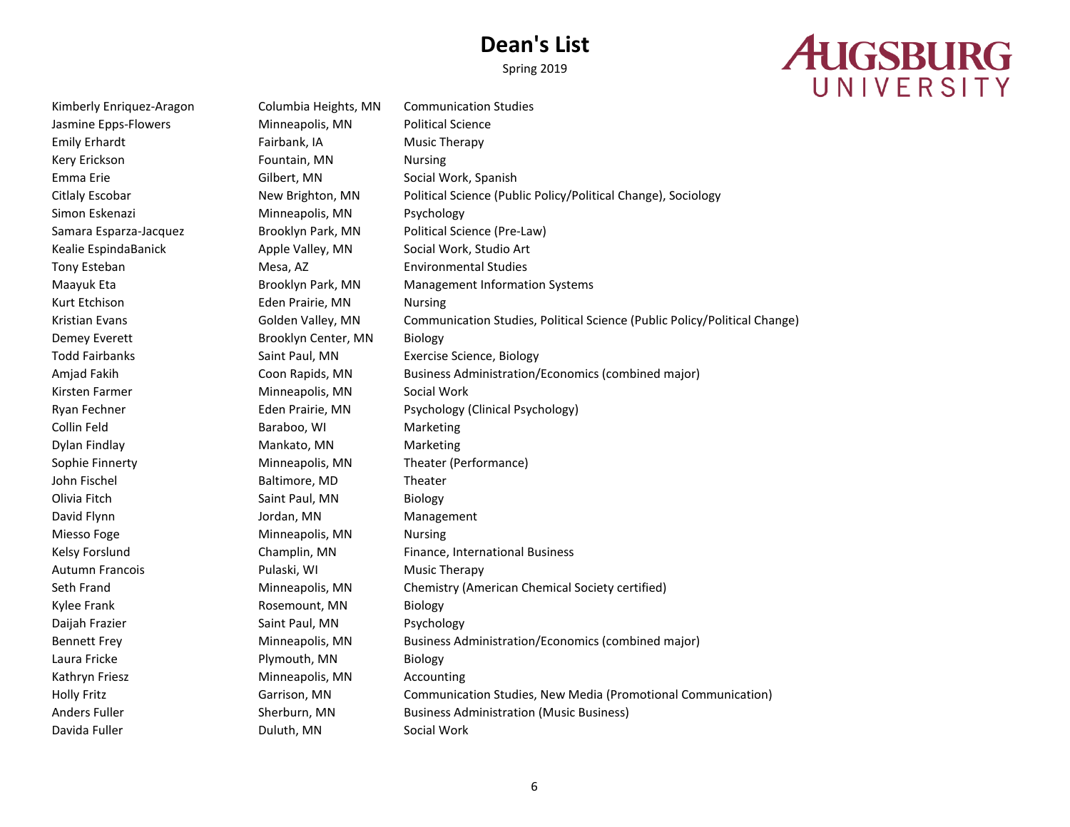# Dean's List

Spring 2019

| | | |
|---|---|---|
| Kimberly Enriquez-Aragon | Columbia Heights, MN | Communication Studies |
| Jasmine Epps-Flowers | Minneapolis, MN | Political Science |
| Emily Erhardt | Fairbank, IA | Music Therapy |
| Kery Erickson | Fountain, MN | Nursing |
| Emma Erie | Gilbert, MN | Social Work, Spanish |
| Citlaly Escobar | New Brighton, MN | Political Science (Public Policy/Political Change), Sociology |
| Simon Eskenazi | Minneapolis, MN | Psychology |
| Samara Esparza-Jacquez | Brooklyn Park, MN | Political Science (Pre-Law) |
| Kealie EspindaBanick | Apple Valley, MN | Social Work, Studio Art |
| Tony Esteban | Mesa, AZ | Environmental Studies |
| Maayuk Eta | Brooklyn Park, MN | Management Information Systems |
| Kurt Etchison | Eden Prairie, MN | Nursing |
| Kristian Evans | Golden Valley, MN | Communication Studies, Political Science (Public Policy/Political Change) |
| Demey Everett | Brooklyn Center, MN | Biology |
| Todd Fairbanks | Saint Paul, MN | Exercise Science, Biology |
| Amjad Fakih | Coon Rapids, MN | Business Administration/Economics (combined major) |
| Kirsten Farmer | Minneapolis, MN | Social Work |
| Ryan Fechner | Eden Prairie, MN | Psychology (Clinical Psychology) |
| Collin Feld | Baraboo, WI | Marketing |
| Dylan Findlay | Mankato, MN | Marketing |
| Sophie Finnerty | Minneapolis, MN | Theater (Performance) |
| John Fischel | Baltimore, MD | Theater |
| Olivia Fitch | Saint Paul, MN | Biology |
| David Flynn | Jordan, MN | Management |
| Miesso Foge | Minneapolis, MN | Nursing |
| Kelsy Forslund | Champlin, MN | Finance, International Business |
| Autumn Francois | Pulaski, WI | Music Therapy |
| Seth Frand | Minneapolis, MN | Chemistry (American Chemical Society certified) |
| Kylee Frank | Rosemount, MN | Biology |
| Daijah Frazier | Saint Paul, MN | Psychology |
| Bennett Frey | Minneapolis, MN | Business Administration/Economics (combined major) |
| Laura Fricke | Plymouth, MN | Biology |
| Kathryn Friesz | Minneapolis, MN | Accounting |
| Holly Fritz | Garrison, MN | Communication Studies, New Media (Promotional Communication) |
| Anders Fuller | Sherburn, MN | Business Administration (Music Business) |
| Davida Fuller | Duluth, MN | Social Work |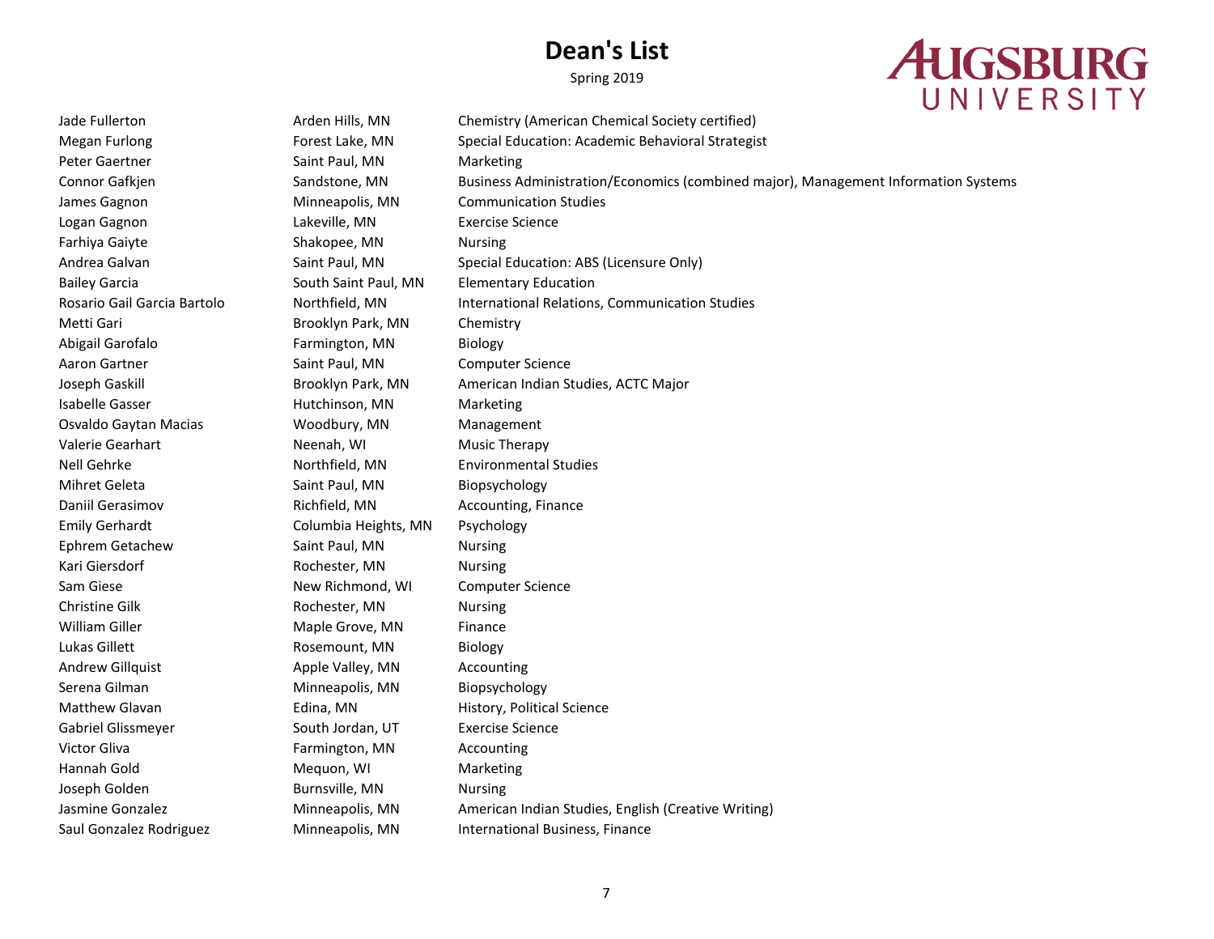# Dean's List

Spring 2019

| | | |
|---|---|---|
| Jade Fullerton | Arden Hills, MN | Chemistry (American Chemical Society certified) |
| Megan Furlong | Forest Lake, MN | Special Education: Academic Behavioral Strategist |
| Peter Gaertner | Saint Paul, MN | Marketing |
| Connor Gafkjen | Sandstone, MN | Business Administration/Economics (combined major), Management Information Systems |
| James Gagnon | Minneapolis, MN | Communication Studies |
| Logan Gagnon | Lakeville, MN | Exercise Science |
| Farhiya Gaiyte | Shakopee, MN | Nursing |
| Andrea Galvan | Saint Paul, MN | Special Education: ABS (Licensure Only) |
| Bailey Garcia | South Saint Paul, MN | Elementary Education |
| Rosario Gail Garcia Bartolo | Northfield, MN | International Relations, Communication Studies |
| Metti Gari | Brooklyn Park, MN | Chemistry |
| Abigail Garofalo | Farmington, MN | Biology |
| Aaron Gartner | Saint Paul, MN | Computer Science |
| Joseph Gaskill | Brooklyn Park, MN | American Indian Studies, ACTC Major |
| Isabelle Gasser | Hutchinson, MN | Marketing |
| Osvaldo Gaytan Macias | Woodbury, MN | Management |
| Valerie Gearhart | Neenah, WI | Music Therapy |
| Nell Gehrke | Northfield, MN | Environmental Studies |
| Mihret Geleta | Saint Paul, MN | Biopsychology |
| Daniil Gerasimov | Richfield, MN | Accounting, Finance |
| Emily Gerhardt | Columbia Heights, MN | Psychology |
| Ephrem Getachew | Saint Paul, MN | Nursing |
| Kari Giersdorf | Rochester, MN | Nursing |
| Sam Giese | New Richmond, WI | Computer Science |
| Christine Gilk | Rochester, MN | Nursing |
| William Giller | Maple Grove, MN | Finance |
| Lukas Gillett | Rosemount, MN | Biology |
| Andrew Gillquist | Apple Valley, MN | Accounting |
| Serena Gilman | Minneapolis, MN | Biopsychology |
| Matthew Glavan | Edina, MN | History, Political Science |
| Gabriel Glissmeyer | South Jordan, UT | Exercise Science |
| Victor Gliva | Farmington, MN | Accounting |
| Hannah Gold | Mequon, WI | Marketing |
| Joseph Golden | Burnsville, MN | Nursing |
| Jasmine Gonzalez | Minneapolis, MN | American Indian Studies, English (Creative Writing) |
| Saul Gonzalez Rodriguez | Minneapolis, MN | International Business, Finance |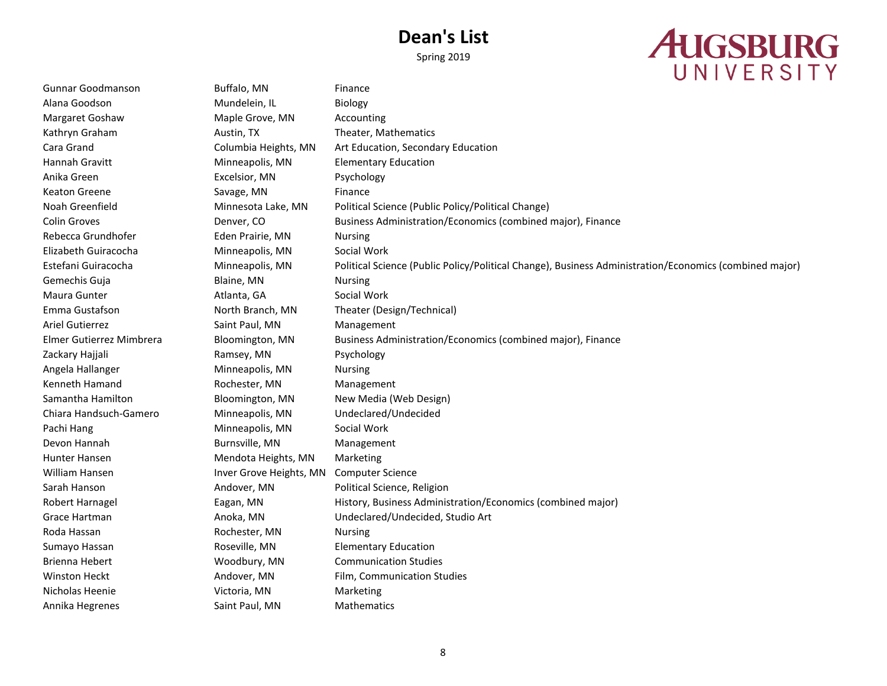# Dean's List

Spring 2019

AUGSBURG UNIVERSITY

| | | |
|---|---|---|
| Gunnar Goodmanson | Buffalo, MN | Finance |
| Alana Goodson | Mundelein, IL | Biology |
| Margaret Goshaw | Maple Grove, MN | Accounting |
| Kathryn Graham | Austin, TX | Theater, Mathematics |
| Cara Grand | Columbia Heights, MN | Art Education, Secondary Education |
| Hannah Gravitt | Minneapolis, MN | Elementary Education |
| Anika Green | Excelsior, MN | Psychology |
| Keaton Greene | Savage, MN | Finance |
| Noah Greenfield | Minnesota Lake, MN | Political Science (Public Policy/Political Change) |
| Colin Groves | Denver, CO | Business Administration/Economics (combined major), Finance |
| Rebecca Grundhofer | Eden Prairie, MN | Nursing |
| Elizabeth Guiracocha | Minneapolis, MN | Social Work |
| Estefani Guiracocha | Minneapolis, MN | Political Science (Public Policy/Political Change), Business Administration/Economics (combined major) |
| Gemechis Guja | Blaine, MN | Nursing |
| Maura Gunter | Atlanta, GA | Social Work |
| Emma Gustafson | North Branch, MN | Theater (Design/Technical) |
| Ariel Gutierrez | Saint Paul, MN | Management |
| Elmer Gutierrez Mimbrera | Bloomington, MN | Business Administration/Economics (combined major), Finance |
| Zackary Hajjali | Ramsey, MN | Psychology |
| Angela Hallanger | Minneapolis, MN | Nursing |
| Kenneth Hamand | Rochester, MN | Management |
| Samantha Hamilton | Bloomington, MN | New Media (Web Design) |
| Chiara Handsuch-Gamero | Minneapolis, MN | Undeclared/Undecided |
| Pachi Hang | Minneapolis, MN | Social Work |
| Devon Hannah | Burnsville, MN | Management |
| Hunter Hansen | Mendota Heights, MN | Marketing |
| William Hansen | Inver Grove Heights, MN | Computer Science |
| Sarah Hanson | Andover, MN | Political Science, Religion |
| Robert Harnagel | Eagan, MN | History, Business Administration/Economics (combined major) |
| Grace Hartman | Anoka, MN | Undeclared/Undecided, Studio Art |
| Roda Hassan | Rochester, MN | Nursing |
| Sumayo Hassan | Roseville, MN | Elementary Education |
| Brienna Hebert | Woodbury, MN | Communication Studies |
| Winston Heckt | Andover, MN | Film, Communication Studies |
| Nicholas Heenie | Victoria, MN | Marketing |
| Annika Hegrenes | Saint Paul, MN | Mathematics |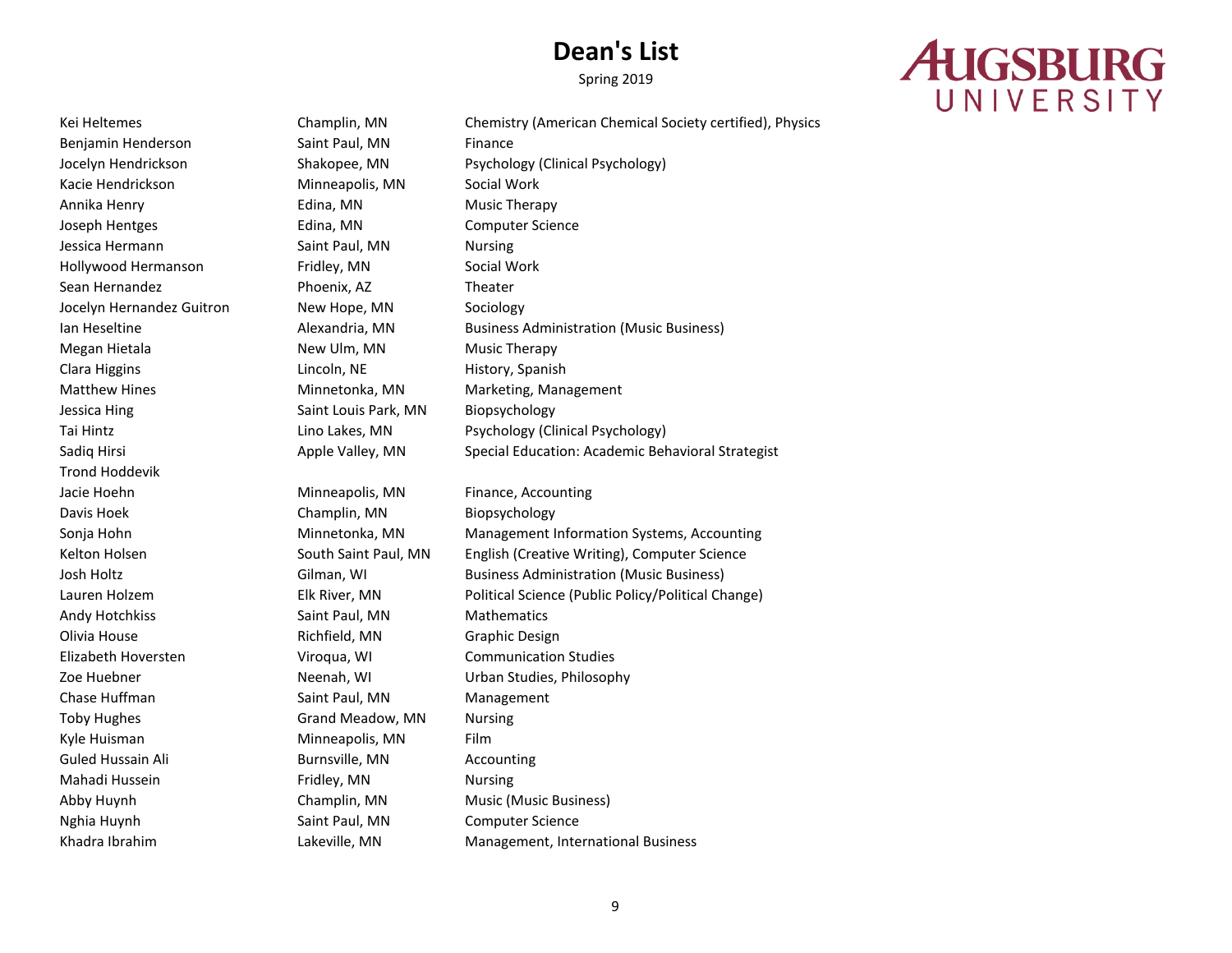# Dean's List

Spring 2019

AUGSBURG UNIVERSITY

| | | |
|---|---|---|
| Kei Heltemes | Champlin, MN | Chemistry (American Chemical Society certified), Physics |
| Benjamin Henderson | Saint Paul, MN | Finance |
| Jocelyn Hendrickson | Shakopee, MN | Psychology (Clinical Psychology) |
| Kacie Hendrickson | Minneapolis, MN | Social Work |
| Annika Henry | Edina, MN | Music Therapy |
| Joseph Hentges | Edina, MN | Computer Science |
| Jessica Hermann | Saint Paul, MN | Nursing |
| Hollywood Hermanson | Fridley, MN | Social Work |
| Sean Hernandez | Phoenix, AZ | Theater |
| Jocelyn Hernandez Guitron | New Hope, MN | Sociology |
| Ian Heseltine | Alexandria, MN | Business Administration (Music Business) |
| Megan Hietala | New Ulm, MN | Music Therapy |
| Clara Higgins | Lincoln, NE | History, Spanish |
| Matthew Hines | Minnetonka, MN | Marketing, Management |
| Jessica Hing | Saint Louis Park, MN | Biopsychology |
| Tai Hintz | Lino Lakes, MN | Psychology (Clinical Psychology) |
| Sadiq Hirsi | Apple Valley, MN | Special Education: Academic Behavioral Strategist |
| Trond Hoddevik | | |
| Jacie Hoehn | Minneapolis, MN | Finance, Accounting |
| Davis Hoek | Champlin, MN | Biopsychology |
| Sonja Hohn | Minnetonka, MN | Management Information Systems, Accounting |
| Kelton Holsen | South Saint Paul, MN | English (Creative Writing), Computer Science |
| Josh Holtz | Gilman, WI | Business Administration (Music Business) |
| Lauren Holzem | Elk River, MN | Political Science (Public Policy/Political Change) |
| Andy Hotchkiss | Saint Paul, MN | Mathematics |
| Olivia House | Richfield, MN | Graphic Design |
| Elizabeth Hoversten | Viroqua, WI | Communication Studies |
| Zoe Huebner | Neenah, WI | Urban Studies, Philosophy |
| Chase Huffman | Saint Paul, MN | Management |
| Toby Hughes | Grand Meadow, MN | Nursing |
| Kyle Huisman | Minneapolis, MN | Film |
| Guled Hussain Ali | Burnsville, MN | Accounting |
| Mahadi Hussein | Fridley, MN | Nursing |
| Abby Huynh | Champlin, MN | Music (Music Business) |
| Nghia Huynh | Saint Paul, MN | Computer Science |
| Khadra Ibrahim | Lakeville, MN | Management, International Business |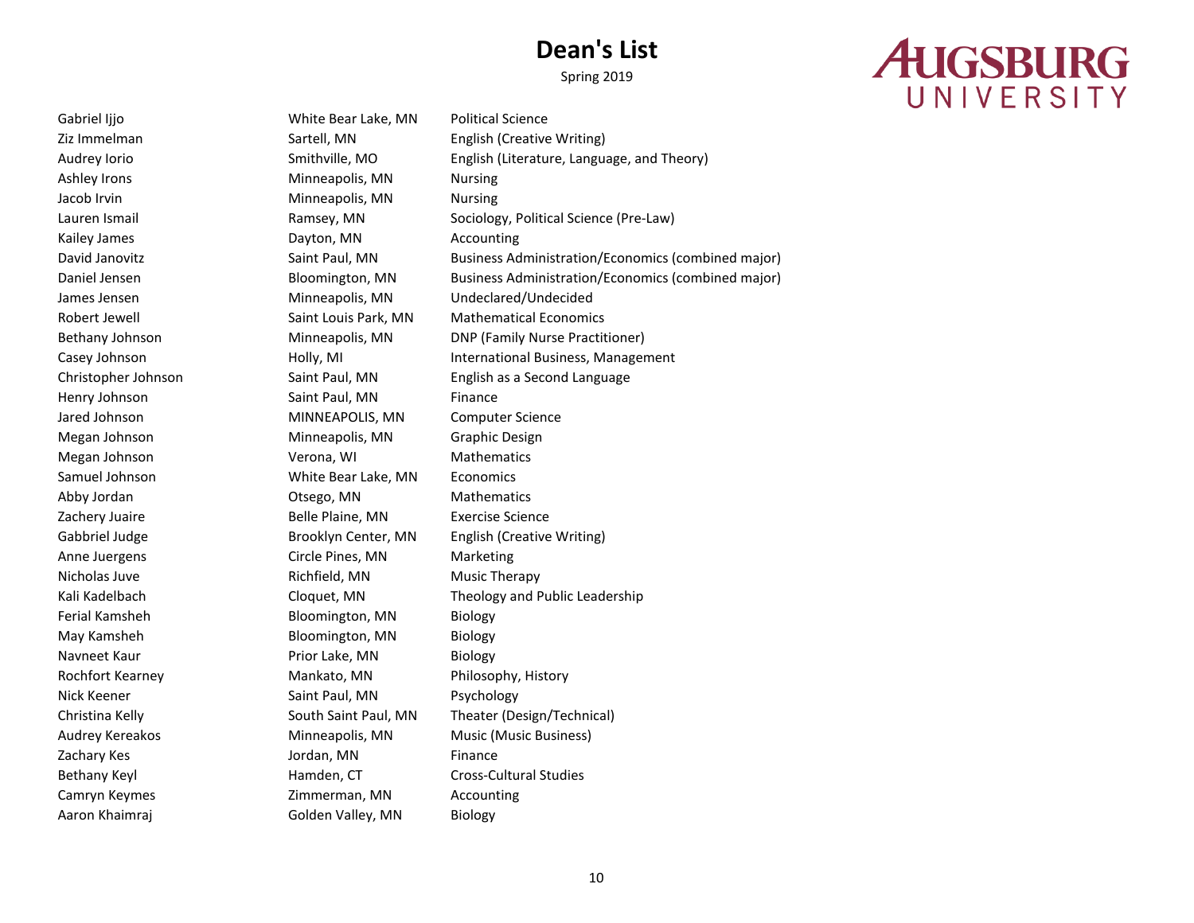# Dean's List

Spring 2019

| | | |
|---|---|---|
| Gabriel Ijjo | White Bear Lake, MN | Political Science |
| Ziz Immelman | Sartell, MN | English (Creative Writing) |
| Audrey Iorio | Smithville, MO | English (Literature, Language, and Theory) |
| Ashley Irons | Minneapolis, MN | Nursing |
| Jacob Irvin | Minneapolis, MN | Nursing |
| Lauren Ismail | Ramsey, MN | Sociology, Political Science (Pre-Law) |
| Kailey James | Dayton, MN | Accounting |
| David Janovitz | Saint Paul, MN | Business Administration/Economics (combined major) |
| Daniel Jensen | Bloomington, MN | Business Administration/Economics (combined major) |
| James Jensen | Minneapolis, MN | Undeclared/Undecided |
| Robert Jewell | Saint Louis Park, MN | Mathematical Economics |
| Bethany Johnson | Minneapolis, MN | DNP (Family Nurse Practitioner) |
| Casey Johnson | Holly, MI | International Business, Management |
| Christopher Johnson | Saint Paul, MN | English as a Second Language |
| Henry Johnson | Saint Paul, MN | Finance |
| Jared Johnson | MINNEAPOLIS, MN | Computer Science |
| Megan Johnson | Minneapolis, MN | Graphic Design |
| Megan Johnson | Verona, WI | Mathematics |
| Samuel Johnson | White Bear Lake, MN | Economics |
| Abby Jordan | Otsego, MN | Mathematics |
| Zachery Juaire | Belle Plaine, MN | Exercise Science |
| Gabbriel Judge | Brooklyn Center, MN | English (Creative Writing) |
| Anne Juergens | Circle Pines, MN | Marketing |
| Nicholas Juve | Richfield, MN | Music Therapy |
| Kali Kadelbach | Cloquet, MN | Theology and Public Leadership |
| Ferial Kamsheh | Bloomington, MN | Biology |
| May Kamsheh | Bloomington, MN | Biology |
| Navneet Kaur | Prior Lake, MN | Biology |
| Rochfort Kearney | Mankato, MN | Philosophy, History |
| Nick Keener | Saint Paul, MN | Psychology |
| Christina Kelly | South Saint Paul, MN | Theater (Design/Technical) |
| Audrey Kereakos | Minneapolis, MN | Music (Music Business) |
| Zachary Kes | Jordan, MN | Finance |
| Bethany Keyl | Hamden, CT | Cross-Cultural Studies |
| Camryn Keymes | Zimmerman, MN | Accounting |
| Aaron Khaimraj | Golden Valley, MN | Biology |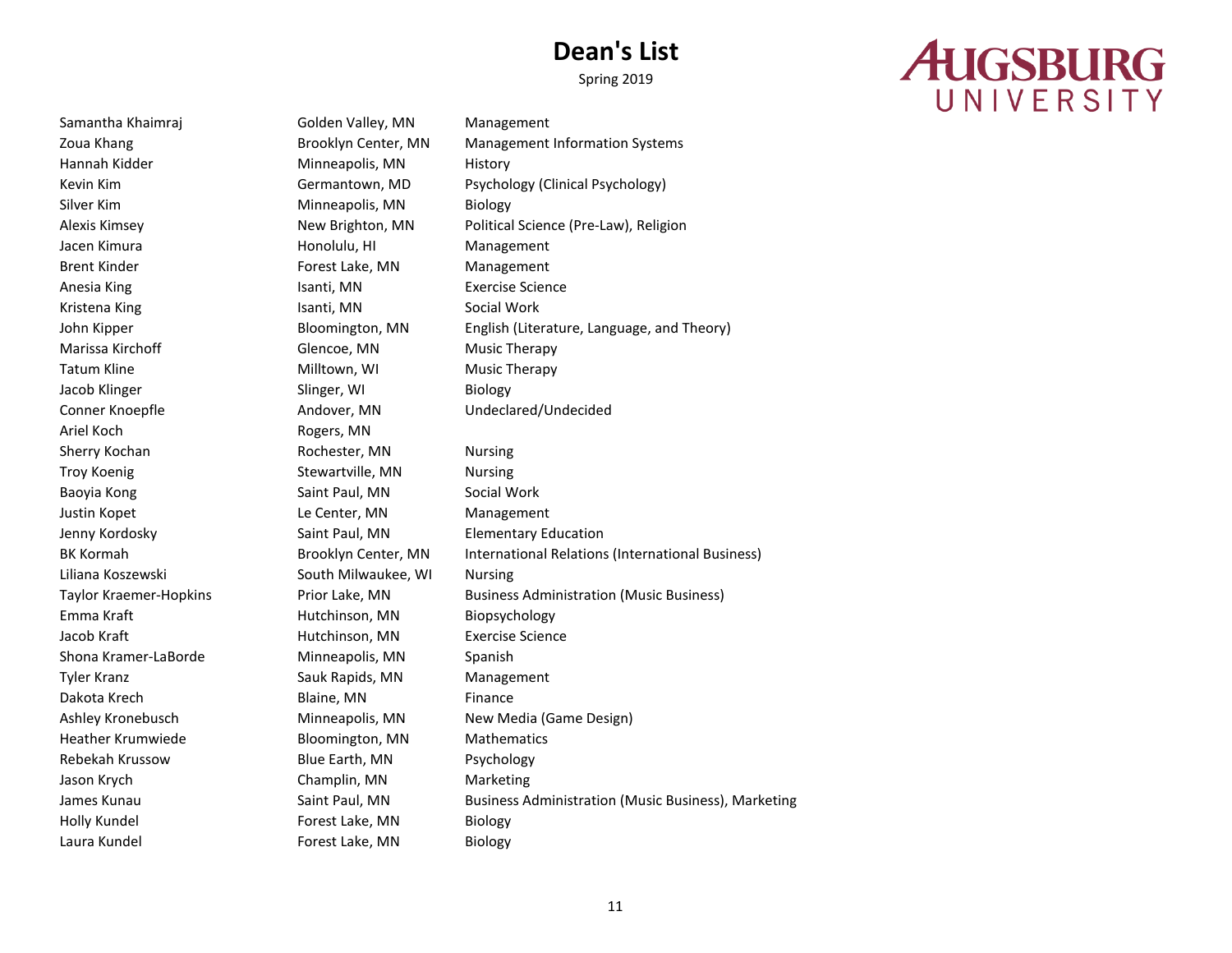# Dean's List

Spring 2019

AUGSBURG UNIVERSITY

| | | |
|---|---|---|
| Samantha Khaimraj | Golden Valley, MN | Management |
| Zoua Khang | Brooklyn Center, MN | Management Information Systems |
| Hannah Kidder | Minneapolis, MN | History |
| Kevin Kim | Germantown, MD | Psychology (Clinical Psychology) |
| Silver Kim | Minneapolis, MN | Biology |
| Alexis Kimsey | New Brighton, MN | Political Science (Pre-Law), Religion |
| Jacen Kimura | Honolulu, HI | Management |
| Brent Kinder | Forest Lake, MN | Management |
| Anesia King | Isanti, MN | Exercise Science |
| Kristena King | Isanti, MN | Social Work |
| John Kipper | Bloomington, MN | English (Literature, Language, and Theory) |
| Marissa Kirchoff | Glencoe, MN | Music Therapy |
| Tatum Kline | Milltown, WI | Music Therapy |
| Jacob Klinger | Slinger, WI | Biology |
| Conner Knoepfle | Andover, MN | Undeclared/Undecided |
| Ariel Koch | Rogers, MN | |
| Sherry Kochan | Rochester, MN | Nursing |
| Troy Koenig | Stewartville, MN | Nursing |
| Baoyia Kong | Saint Paul, MN | Social Work |
| Justin Kopet | Le Center, MN | Management |
| Jenny Kordosky | Saint Paul, MN | Elementary Education |
| BK Kormah | Brooklyn Center, MN | International Relations (International Business) |
| Liliana Koszewski | South Milwaukee, WI | Nursing |
| Taylor Kraemer-Hopkins | Prior Lake, MN | Business Administration (Music Business) |
| Emma Kraft | Hutchinson, MN | Biopsychology |
| Jacob Kraft | Hutchinson, MN | Exercise Science |
| Shona Kramer-LaBorde | Minneapolis, MN | Spanish |
| Tyler Kranz | Sauk Rapids, MN | Management |
| Dakota Krech | Blaine, MN | Finance |
| Ashley Kronebusch | Minneapolis, MN | New Media (Game Design) |
| Heather Krumwiede | Bloomington, MN | Mathematics |
| Rebekah Krussow | Blue Earth, MN | Psychology |
| Jason Krych | Champlin, MN | Marketing |
| James Kunau | Saint Paul, MN | Business Administration (Music Business), Marketing |
| Holly Kundel | Forest Lake, MN | Biology |
| Laura Kundel | Forest Lake, MN | Biology |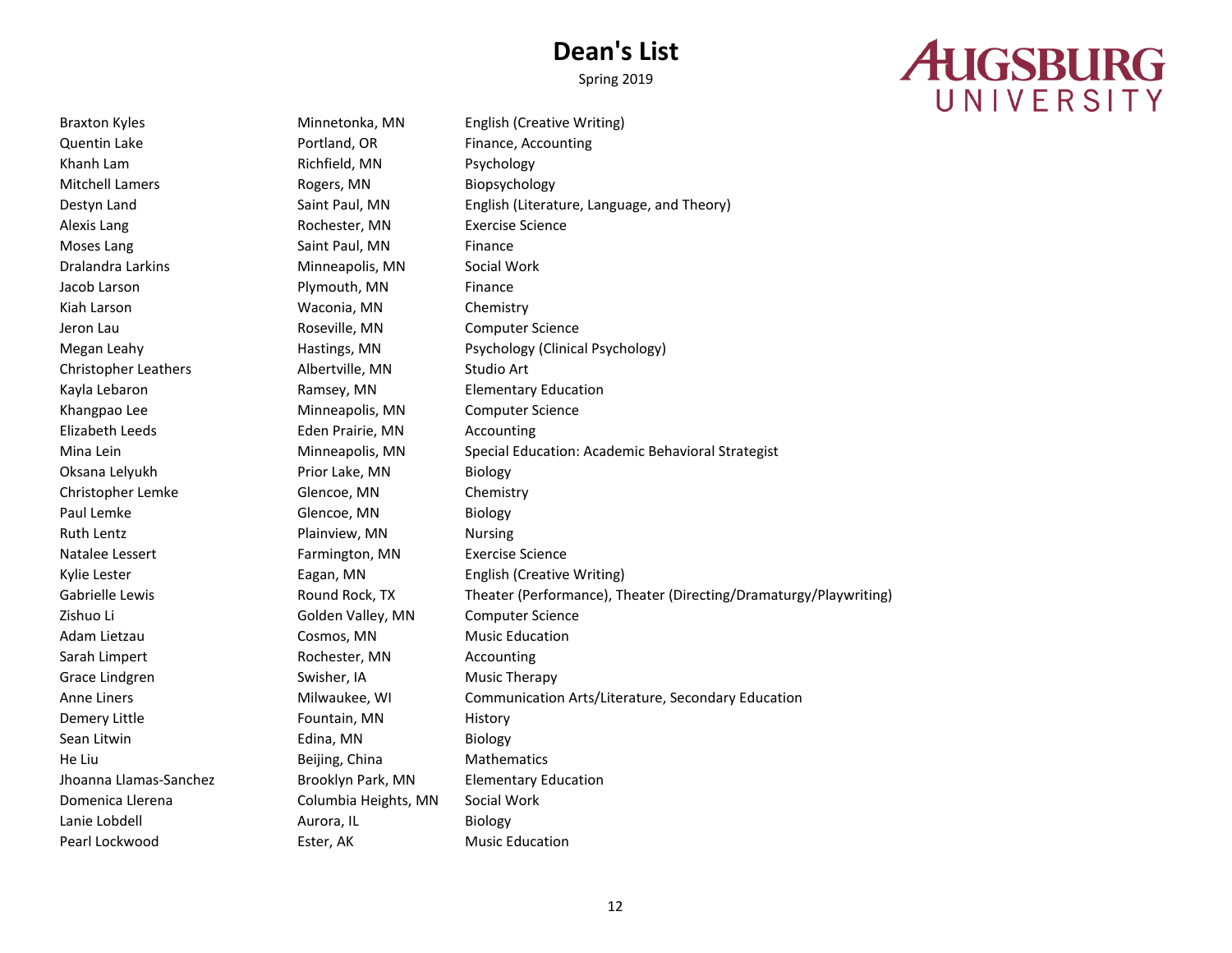# Dean's List

Spring 2019

AUGSBURG UNIVERSITY

| | | |
|---|---|---|
| Braxton Kyles | Minnetonka, MN | English (Creative Writing) |
| Quentin Lake | Portland, OR | Finance, Accounting |
| Khanh Lam | Richfield, MN | Psychology |
| Mitchell Lamers | Rogers, MN | Biopsychology |
| Destyn Land | Saint Paul, MN | English (Literature, Language, and Theory) |
| Alexis Lang | Rochester, MN | Exercise Science |
| Moses Lang | Saint Paul, MN | Finance |
| Dralandra Larkins | Minneapolis, MN | Social Work |
| Jacob Larson | Plymouth, MN | Finance |
| Kiah Larson | Waconia, MN | Chemistry |
| Jeron Lau | Roseville, MN | Computer Science |
| Megan Leahy | Hastings, MN | Psychology (Clinical Psychology) |
| Christopher Leathers | Albertville, MN | Studio Art |
| Kayla Lebaron | Ramsey, MN | Elementary Education |
| Khangpao Lee | Minneapolis, MN | Computer Science |
| Elizabeth Leeds | Eden Prairie, MN | Accounting |
| Mina Lein | Minneapolis, MN | Special Education: Academic Behavioral Strategist |
| Oksana Lelyukh | Prior Lake, MN | Biology |
| Christopher Lemke | Glencoe, MN | Chemistry |
| Paul Lemke | Glencoe, MN | Biology |
| Ruth Lentz | Plainview, MN | Nursing |
| Natalee Lessert | Farmington, MN | Exercise Science |
| Kylie Lester | Eagan, MN | English (Creative Writing) |
| Gabrielle Lewis | Round Rock, TX | Theater (Performance), Theater (Directing/Dramaturgy/Playwriting) |
| Zishuo Li | Golden Valley, MN | Computer Science |
| Adam Lietzau | Cosmos, MN | Music Education |
| Sarah Limpert | Rochester, MN | Accounting |
| Grace Lindgren | Swisher, IA | Music Therapy |
| Anne Liners | Milwaukee, WI | Communication Arts/Literature, Secondary Education |
| Demery Little | Fountain, MN | History |
| Sean Litwin | Edina, MN | Biology |
| He Liu | Beijing, China | Mathematics |
| Jhoanna Llamas-Sanchez | Brooklyn Park, MN | Elementary Education |
| Domenica Llerena | Columbia Heights, MN | Social Work |
| Lanie Lobdell | Aurora, IL | Biology |
| Pearl Lockwood | Ester, AK | Music Education |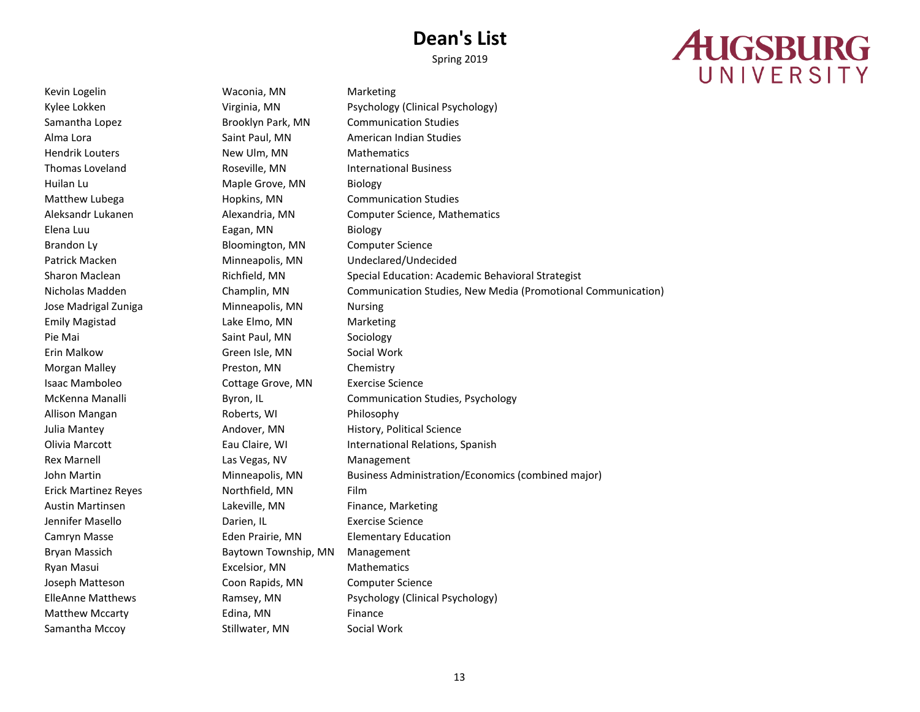# Dean's List

Spring 2019

| | | |
|---|---|---|
| Kevin Logelin | Waconia, MN | Marketing |
| Kylee Lokken | Virginia, MN | Psychology (Clinical Psychology) |
| Samantha Lopez | Brooklyn Park, MN | Communication Studies |
| Alma Lora | Saint Paul, MN | American Indian Studies |
| Hendrik Louters | New Ulm, MN | Mathematics |
| Thomas Loveland | Roseville, MN | International Business |
| Huilan Lu | Maple Grove, MN | Biology |
| Matthew Lubega | Hopkins, MN | Communication Studies |
| Aleksandr Lukanen | Alexandria, MN | Computer Science, Mathematics |
| Elena Luu | Eagan, MN | Biology |
| Brandon Ly | Bloomington, MN | Computer Science |
| Patrick Macken | Minneapolis, MN | Undeclared/Undecided |
| Sharon Maclean | Richfield, MN | Special Education: Academic Behavioral Strategist |
| Nicholas Madden | Champlin, MN | Communication Studies, New Media (Promotional Communication) |
| Jose Madrigal Zuniga | Minneapolis, MN | Nursing |
| Emily Magistad | Lake Elmo, MN | Marketing |
| Pie Mai | Saint Paul, MN | Sociology |
| Erin Malkow | Green Isle, MN | Social Work |
| Morgan Malley | Preston, MN | Chemistry |
| Isaac Mamboleo | Cottage Grove, MN | Exercise Science |
| McKenna Manalli | Byron, IL | Communication Studies, Psychology |
| Allison Mangan | Roberts, WI | Philosophy |
| Julia Mantey | Andover, MN | History, Political Science |
| Olivia Marcott | Eau Claire, WI | International Relations, Spanish |
| Rex Marnell | Las Vegas, NV | Management |
| John Martin | Minneapolis, MN | Business Administration/Economics (combined major) |
| Erick Martinez Reyes | Northfield, MN | Film |
| Austin Martinsen | Lakeville, MN | Finance, Marketing |
| Jennifer Masello | Darien, IL | Exercise Science |
| Camryn Masse | Eden Prairie, MN | Elementary Education |
| Bryan Massich | Baytown Township, MN | Management |
| Ryan Masui | Excelsior, MN | Mathematics |
| Joseph Matteson | Coon Rapids, MN | Computer Science |
| ElleAnne Matthews | Ramsey, MN | Psychology (Clinical Psychology) |
| Matthew Mccarty | Edina, MN | Finance |
| Samantha Mccoy | Stillwater, MN | Social Work |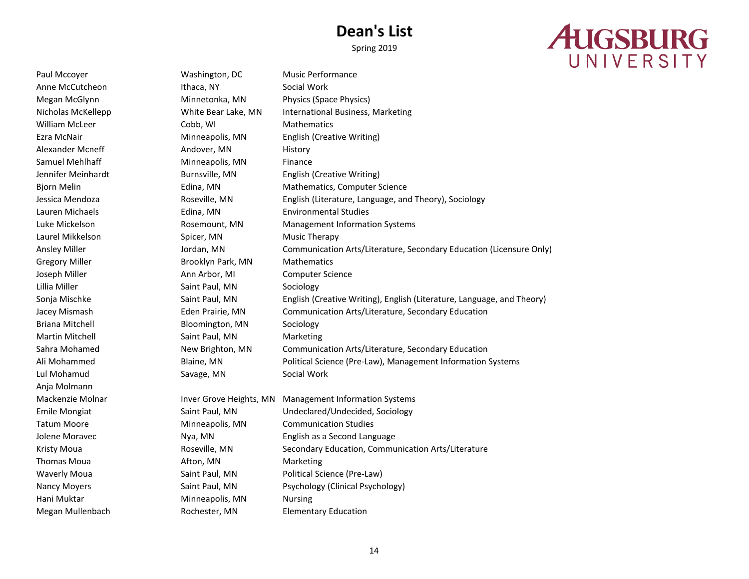# Dean's List

Spring 2019

| | | |
|---|---|---|
| Paul Mccoyer | Washington, DC | Music Performance |
| Anne McCutcheon | Ithaca, NY | Social Work |
| Megan McGlynn | Minnetonka, MN | Physics (Space Physics) |
| Nicholas McKellepp | White Bear Lake, MN | International Business, Marketing |
| William McLeer | Cobb, WI | Mathematics |
| Ezra McNair | Minneapolis, MN | English (Creative Writing) |
| Alexander Mcneff | Andover, MN | History |
| Samuel Mehlhaff | Minneapolis, MN | Finance |
| Jennifer Meinhardt | Burnsville, MN | English (Creative Writing) |
| Bjorn Melin | Edina, MN | Mathematics, Computer Science |
| Jessica Mendoza | Roseville, MN | English (Literature, Language, and Theory), Sociology |
| Lauren Michaels | Edina, MN | Environmental Studies |
| Luke Mickelson | Rosemount, MN | Management Information Systems |
| Laurel Mikkelson | Spicer, MN | Music Therapy |
| Ansley Miller | Jordan, MN | Communication Arts/Literature, Secondary Education (Licensure Only) |
| Gregory Miller | Brooklyn Park, MN | Mathematics |
| Joseph Miller | Ann Arbor, MI | Computer Science |
| Lillia Miller | Saint Paul, MN | Sociology |
| Sonja Mischke | Saint Paul, MN | English (Creative Writing), English (Literature, Language, and Theory) |
| Jacey Mismash | Eden Prairie, MN | Communication Arts/Literature, Secondary Education |
| Briana Mitchell | Bloomington, MN | Sociology |
| Martin Mitchell | Saint Paul, MN | Marketing |
| Sahra Mohamed | New Brighton, MN | Communication Arts/Literature, Secondary Education |
| Ali Mohammed | Blaine, MN | Political Science (Pre-Law), Management Information Systems |
| Lul Mohamud | Savage, MN | Social Work |
| Anja Molmann | | |
| Mackenzie Molnar | Inver Grove Heights, MN | Management Information Systems |
| Emile Mongiat | Saint Paul, MN | Undeclared/Undecided, Sociology |
| Tatum Moore | Minneapolis, MN | Communication Studies |
| Jolene Moravec | Nya, MN | English as a Second Language |
| Kristy Moua | Roseville, MN | Secondary Education, Communication Arts/Literature |
| Thomas Moua | Afton, MN | Marketing |
| Waverly Moua | Saint Paul, MN | Political Science (Pre-Law) |
| Nancy Moyers | Saint Paul, MN | Psychology (Clinical Psychology) |
| Hani Muktar | Minneapolis, MN | Nursing |
| Megan Mullenbach | Rochester, MN | Elementary Education |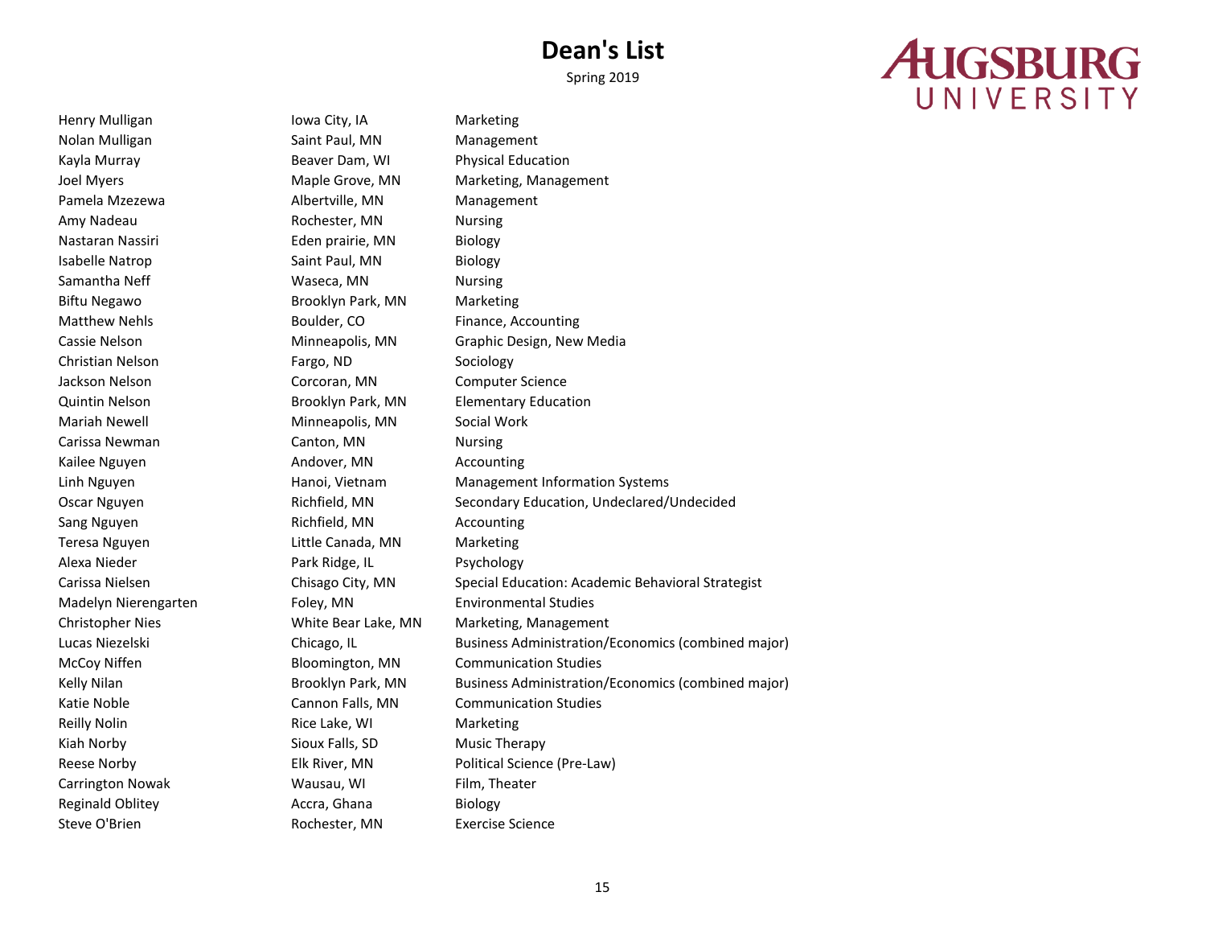# Dean's List

Spring 2019

| | | |
|---|---|---|
| Henry Mulligan | Iowa City, IA | Marketing |
| Nolan Mulligan | Saint Paul, MN | Management |
| Kayla Murray | Beaver Dam, WI | Physical Education |
| Joel Myers | Maple Grove, MN | Marketing, Management |
| Pamela Mzezewa | Albertville, MN | Management |
| Amy Nadeau | Rochester, MN | Nursing |
| Nastaran Nassiri | Eden prairie, MN | Biology |
| Isabelle Natrop | Saint Paul, MN | Biology |
| Samantha Neff | Waseca, MN | Nursing |
| Biftu Negawo | Brooklyn Park, MN | Marketing |
| Matthew Nehls | Boulder, CO | Finance, Accounting |
| Cassie Nelson | Minneapolis, MN | Graphic Design, New Media |
| Christian Nelson | Fargo, ND | Sociology |
| Jackson Nelson | Corcoran, MN | Computer Science |
| Quintin Nelson | Brooklyn Park, MN | Elementary Education |
| Mariah Newell | Minneapolis, MN | Social Work |
| Carissa Newman | Canton, MN | Nursing |
| Kailee Nguyen | Andover, MN | Accounting |
| Linh Nguyen | Hanoi, Vietnam | Management Information Systems |
| Oscar Nguyen | Richfield, MN | Secondary Education, Undeclared/Undecided |
| Sang Nguyen | Richfield, MN | Accounting |
| Teresa Nguyen | Little Canada, MN | Marketing |
| Alexa Nieder | Park Ridge, IL | Psychology |
| Carissa Nielsen | Chisago City, MN | Special Education: Academic Behavioral Strategist |
| Madelyn Nierengarten | Foley, MN | Environmental Studies |
| Christopher Nies | White Bear Lake, MN | Marketing, Management |
| Lucas Niezelski | Chicago, IL | Business Administration/Economics (combined major) |
| McCoy Niffen | Bloomington, MN | Communication Studies |
| Kelly Nilan | Brooklyn Park, MN | Business Administration/Economics (combined major) |
| Katie Noble | Cannon Falls, MN | Communication Studies |
| Reilly Nolin | Rice Lake, WI | Marketing |
| Kiah Norby | Sioux Falls, SD | Music Therapy |
| Reese Norby | Elk River, MN | Political Science (Pre-Law) |
| Carrington Nowak | Wausau, WI | Film, Theater |
| Reginald Oblitey | Accra, Ghana | Biology |
| Steve O'Brien | Rochester, MN | Exercise Science |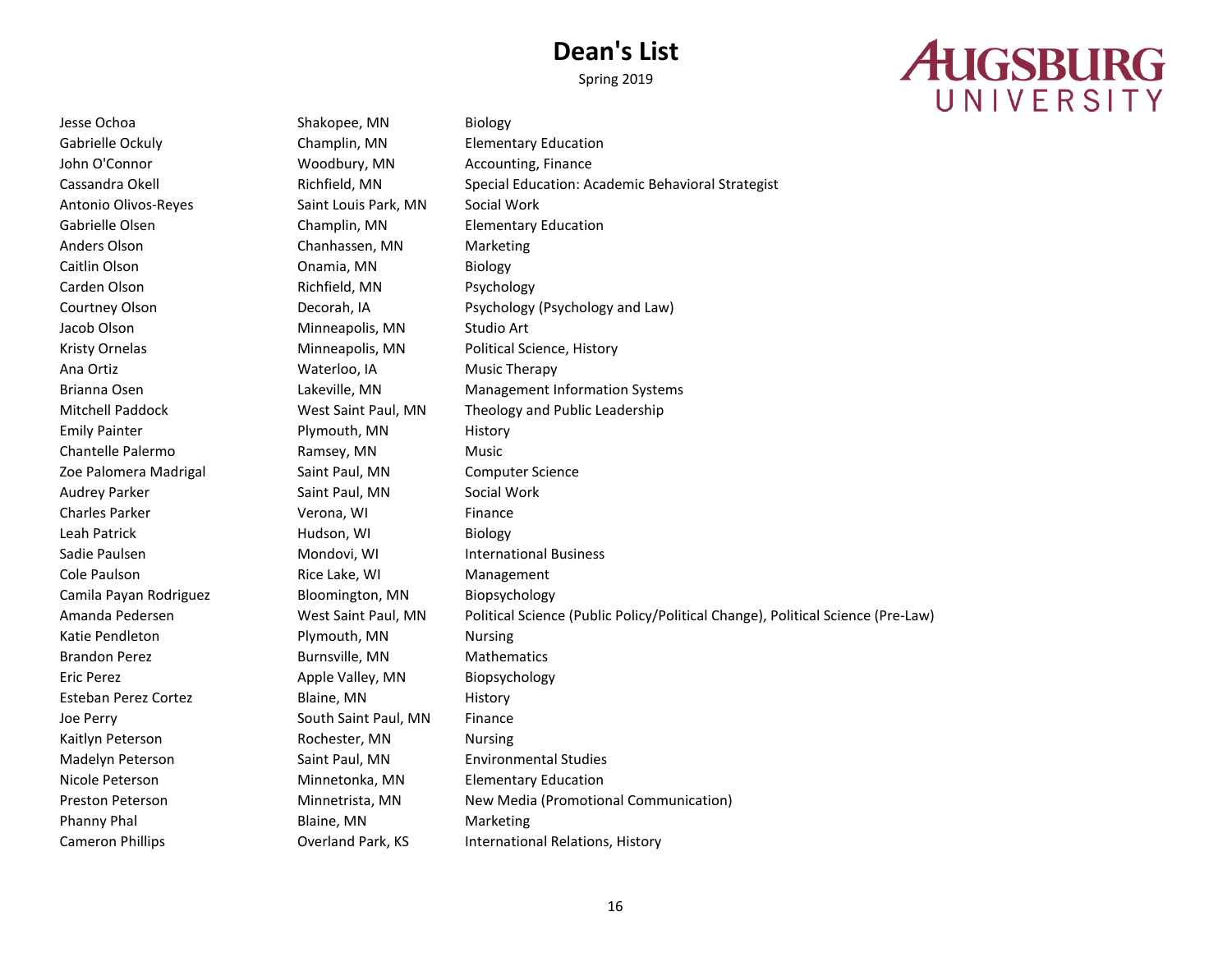# Dean's List

Spring 2019

AUGSBURG UNIVERSITY

| | | |
|---|---|---|
| Jesse Ochoa | Shakopee, MN | Biology |
| Gabrielle Ockuly | Champlin, MN | Elementary Education |
| John O'Connor | Woodbury, MN | Accounting, Finance |
| Cassandra Okell | Richfield, MN | Special Education: Academic Behavioral Strategist |
| Antonio Olivos-Reyes | Saint Louis Park, MN | Social Work |
| Gabrielle Olsen | Champlin, MN | Elementary Education |
| Anders Olson | Chanhassen, MN | Marketing |
| Caitlin Olson | Onamia, MN | Biology |
| Carden Olson | Richfield, MN | Psychology |
| Courtney Olson | Decorah, IA | Psychology (Psychology and Law) |
| Jacob Olson | Minneapolis, MN | Studio Art |
| Kristy Ornelas | Minneapolis, MN | Political Science, History |
| Ana Ortiz | Waterloo, IA | Music Therapy |
| Brianna Osen | Lakeville, MN | Management Information Systems |
| Mitchell Paddock | West Saint Paul, MN | Theology and Public Leadership |
| Emily Painter | Plymouth, MN | History |
| Chantelle Palermo | Ramsey, MN | Music |
| Zoe Palomera Madrigal | Saint Paul, MN | Computer Science |
| Audrey Parker | Saint Paul, MN | Social Work |
| Charles Parker | Verona, WI | Finance |
| Leah Patrick | Hudson, WI | Biology |
| Sadie Paulsen | Mondovi, WI | International Business |
| Cole Paulson | Rice Lake, WI | Management |
| Camila Payan Rodriguez | Bloomington, MN | Biopsychology |
| Amanda Pedersen | West Saint Paul, MN | Political Science (Public Policy/Political Change), Political Science (Pre-Law) |
| Katie Pendleton | Plymouth, MN | Nursing |
| Brandon Perez | Burnsville, MN | Mathematics |
| Eric Perez | Apple Valley, MN | Biopsychology |
| Esteban Perez Cortez | Blaine, MN | History |
| Joe Perry | South Saint Paul, MN | Finance |
| Kaitlyn Peterson | Rochester, MN | Nursing |
| Madelyn Peterson | Saint Paul, MN | Environmental Studies |
| Nicole Peterson | Minnetonka, MN | Elementary Education |
| Preston Peterson | Minnetrista, MN | New Media (Promotional Communication) |
| Phanny Phal | Blaine, MN | Marketing |
| Cameron Phillips | Overland Park, KS | International Relations, History |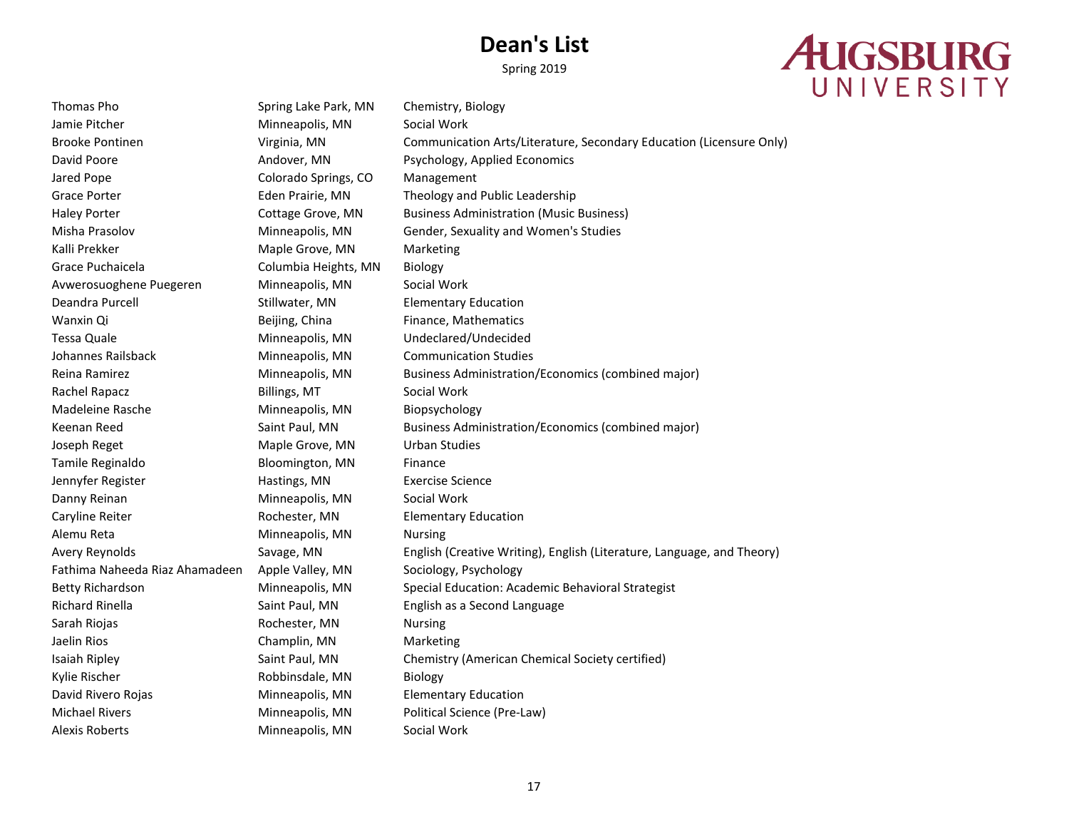# Dean's List

Spring 2019

AUGSBURG UNIVERSITY

| | | |
|---|---|---|
| Thomas Pho | Spring Lake Park, MN | Chemistry, Biology |
| Jamie Pitcher | Minneapolis, MN | Social Work |
| Brooke Pontinen | Virginia, MN | Communication Arts/Literature, Secondary Education (Licensure Only) |
| David Poore | Andover, MN | Psychology, Applied Economics |
| Jared Pope | Colorado Springs, CO | Management |
| Grace Porter | Eden Prairie, MN | Theology and Public Leadership |
| Haley Porter | Cottage Grove, MN | Business Administration (Music Business) |
| Misha Prasolov | Minneapolis, MN | Gender, Sexuality and Women's Studies |
| Kalli Prekker | Maple Grove, MN | Marketing |
| Grace Puchaicela | Columbia Heights, MN | Biology |
| Avwerosuoghene Puegeren | Minneapolis, MN | Social Work |
| Deandra Purcell | Stillwater, MN | Elementary Education |
| Wanxin Qi | Beijing, China | Finance, Mathematics |
| Tessa Quale | Minneapolis, MN | Undeclared/Undecided |
| Johannes Railsback | Minneapolis, MN | Communication Studies |
| Reina Ramirez | Minneapolis, MN | Business Administration/Economics (combined major) |
| Rachel Rapacz | Billings, MT | Social Work |
| Madeleine Rasche | Minneapolis, MN | Biopsychology |
| Keenan Reed | Saint Paul, MN | Business Administration/Economics (combined major) |
| Joseph Reget | Maple Grove, MN | Urban Studies |
| Tamile Reginaldo | Bloomington, MN | Finance |
| Jennyfer Register | Hastings, MN | Exercise Science |
| Danny Reinan | Minneapolis, MN | Social Work |
| Caryline Reiter | Rochester, MN | Elementary Education |
| Alemu Reta | Minneapolis, MN | Nursing |
| Avery Reynolds | Savage, MN | English (Creative Writing), English (Literature, Language, and Theory) |
| Fathima Naheeda Riaz Ahamadeen | Apple Valley, MN | Sociology, Psychology |
| Betty Richardson | Minneapolis, MN | Special Education: Academic Behavioral Strategist |
| Richard Rinella | Saint Paul, MN | English as a Second Language |
| Sarah Riojas | Rochester, MN | Nursing |
| Jaelin Rios | Champlin, MN | Marketing |
| Isaiah Ripley | Saint Paul, MN | Chemistry (American Chemical Society certified) |
| Kylie Rischer | Robbinsdale, MN | Biology |
| David Rivero Rojas | Minneapolis, MN | Elementary Education |
| Michael Rivers | Minneapolis, MN | Political Science (Pre-Law) |
| Alexis Roberts | Minneapolis, MN | Social Work |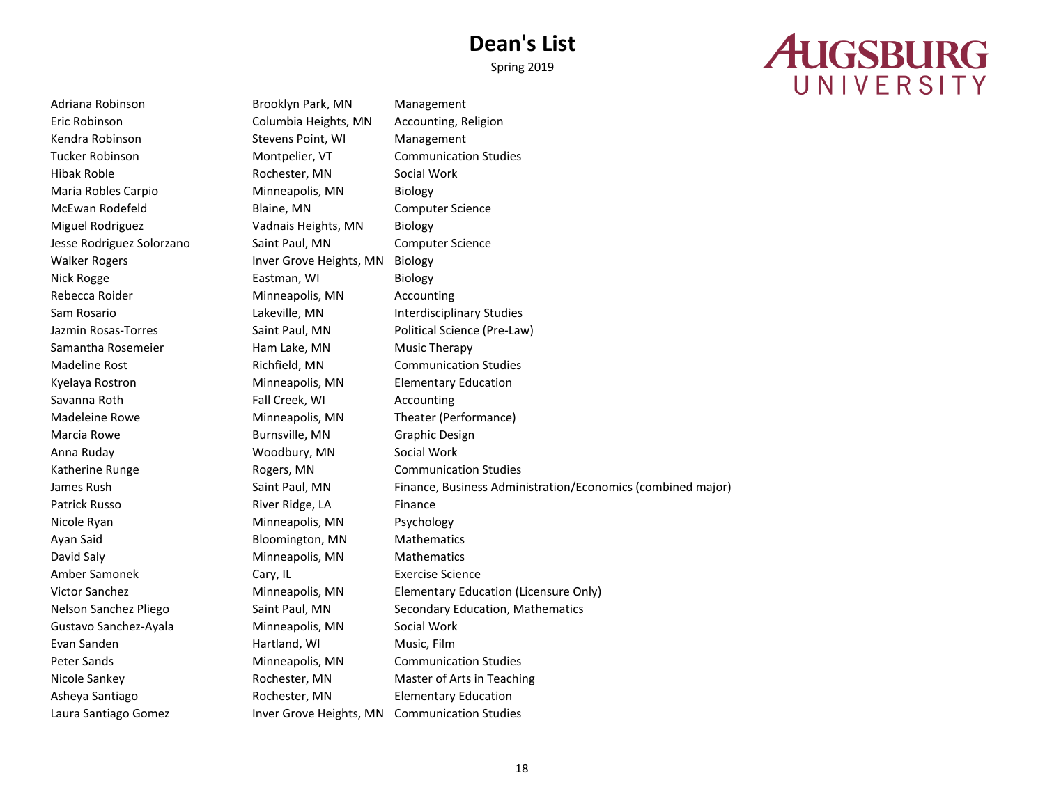# Dean's List

Spring 2019

AUGSBURG UNIVERSITY

| | | |
|---|---|---|
| Adriana Robinson | Brooklyn Park, MN | Management |
| Eric Robinson | Columbia Heights, MN | Accounting, Religion |
| Kendra Robinson | Stevens Point, WI | Management |
| Tucker Robinson | Montpelier, VT | Communication Studies |
| Hibak Roble | Rochester, MN | Social Work |
| Maria Robles Carpio | Minneapolis, MN | Biology |
| McEwan Rodefeld | Blaine, MN | Computer Science |
| Miguel Rodriguez | Vadnais Heights, MN | Biology |
| Jesse Rodriguez Solorzano | Saint Paul, MN | Computer Science |
| Walker Rogers | Inver Grove Heights, MN | Biology |
| Nick Rogge | Eastman, WI | Biology |
| Rebecca Roider | Minneapolis, MN | Accounting |
| Sam Rosario | Lakeville, MN | Interdisciplinary Studies |
| Jazmin Rosas-Torres | Saint Paul, MN | Political Science (Pre-Law) |
| Samantha Rosemeier | Ham Lake, MN | Music Therapy |
| Madeline Rost | Richfield, MN | Communication Studies |
| Kyelaya Rostron | Minneapolis, MN | Elementary Education |
| Savanna Roth | Fall Creek, WI | Accounting |
| Madeleine Rowe | Minneapolis, MN | Theater (Performance) |
| Marcia Rowe | Burnsville, MN | Graphic Design |
| Anna Ruday | Woodbury, MN | Social Work |
| Katherine Runge | Rogers, MN | Communication Studies |
| James Rush | Saint Paul, MN | Finance, Business Administration/Economics (combined major) |
| Patrick Russo | River Ridge, LA | Finance |
| Nicole Ryan | Minneapolis, MN | Psychology |
| Ayan Said | Bloomington, MN | Mathematics |
| David Saly | Minneapolis, MN | Mathematics |
| Amber Samonek | Cary, IL | Exercise Science |
| Victor Sanchez | Minneapolis, MN | Elementary Education (Licensure Only) |
| Nelson Sanchez Pliego | Saint Paul, MN | Secondary Education, Mathematics |
| Gustavo Sanchez-Ayala | Minneapolis, MN | Social Work |
| Evan Sanden | Hartland, WI | Music, Film |
| Peter Sands | Minneapolis, MN | Communication Studies |
| Nicole Sankey | Rochester, MN | Master of Arts in Teaching |
| Asheya Santiago | Rochester, MN | Elementary Education |
| Laura Santiago Gomez | Inver Grove Heights, MN | Communication Studies |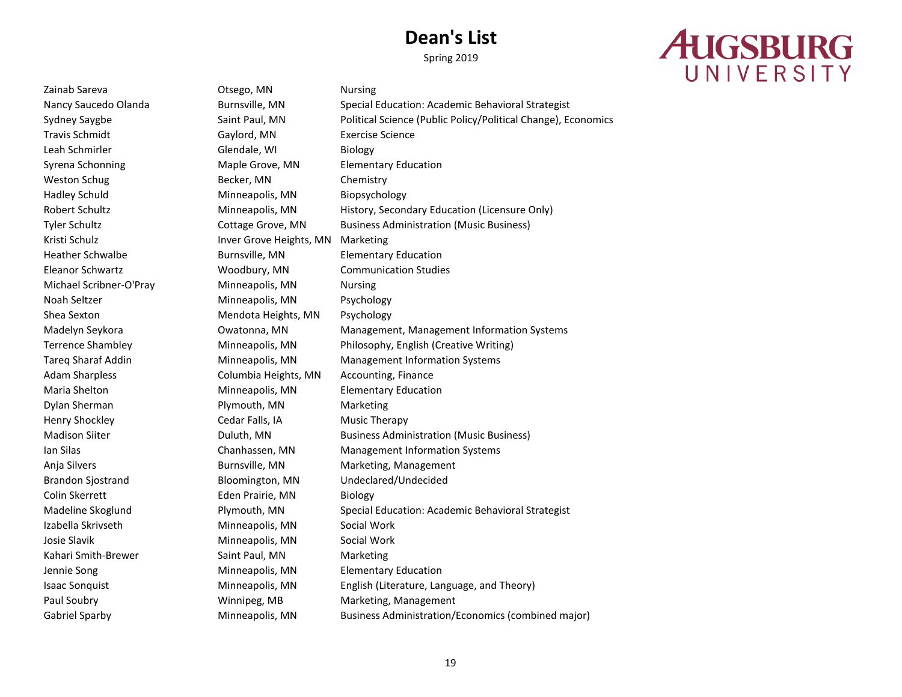# Dean's List

Spring 2019

AUGSBURG UNIVERSITY

| | | |
|---|---|---|
| Zainab Sareva | Otsego, MN | Nursing |
| Nancy Saucedo Olanda | Burnsville, MN | Special Education: Academic Behavioral Strategist |
| Sydney Saygbe | Saint Paul, MN | Political Science (Public Policy/Political Change), Economics |
| Travis Schmidt | Gaylord, MN | Exercise Science |
| Leah Schmirler | Glendale, WI | Biology |
| Syrena Schonning | Maple Grove, MN | Elementary Education |
| Weston Schug | Becker, MN | Chemistry |
| Hadley Schuld | Minneapolis, MN | Biopsychology |
| Robert Schultz | Minneapolis, MN | History, Secondary Education (Licensure Only) |
| Tyler Schultz | Cottage Grove, MN | Business Administration (Music Business) |
| Kristi Schulz | Inver Grove Heights, MN | Marketing |
| Heather Schwalbe | Burnsville, MN | Elementary Education |
| Eleanor Schwartz | Woodbury, MN | Communication Studies |
| Michael Scribner-O'Pray | Minneapolis, MN | Nursing |
| Noah Seltzer | Minneapolis, MN | Psychology |
| Shea Sexton | Mendota Heights, MN | Psychology |
| Madelyn Seykora | Owatonna, MN | Management, Management Information Systems |
| Terrence Shambley | Minneapolis, MN | Philosophy, English (Creative Writing) |
| Tareq Sharaf Addin | Minneapolis, MN | Management Information Systems |
| Adam Sharpless | Columbia Heights, MN | Accounting, Finance |
| Maria Shelton | Minneapolis, MN | Elementary Education |
| Dylan Sherman | Plymouth, MN | Marketing |
| Henry Shockley | Cedar Falls, IA | Music Therapy |
| Madison Siiter | Duluth, MN | Business Administration (Music Business) |
| Ian Silas | Chanhassen, MN | Management Information Systems |
| Anja Silvers | Burnsville, MN | Marketing, Management |
| Brandon Sjostrand | Bloomington, MN | Undeclared/Undecided |
| Colin Skerrett | Eden Prairie, MN | Biology |
| Madeline Skoglund | Plymouth, MN | Special Education: Academic Behavioral Strategist |
| Izabella Skrivseth | Minneapolis, MN | Social Work |
| Josie Slavik | Minneapolis, MN | Social Work |
| Kahari Smith-Brewer | Saint Paul, MN | Marketing |
| Jennie Song | Minneapolis, MN | Elementary Education |
| Isaac Sonquist | Minneapolis, MN | English (Literature, Language, and Theory) |
| Paul Soubry | Winnipeg, MB | Marketing, Management |
| Gabriel Sparby | Minneapolis, MN | Business Administration/Economics (combined major) |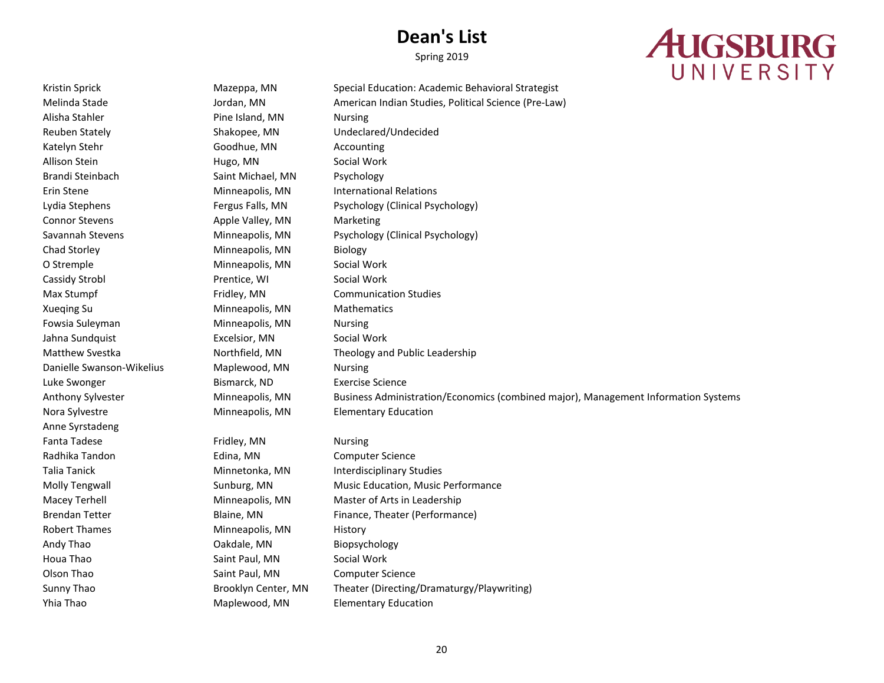# Dean's List

Spring 2019

| | | |
|---|---|---|
| Kristin Sprick | Mazeppa, MN | Special Education: Academic Behavioral Strategist |
| Melinda Stade | Jordan, MN | American Indian Studies, Political Science (Pre-Law) |
| Alisha Stahler | Pine Island, MN | Nursing |
| Reuben Stately | Shakopee, MN | Undeclared/Undecided |
| Katelyn Stehr | Goodhue, MN | Accounting |
| Allison Stein | Hugo, MN | Social Work |
| Brandi Steinbach | Saint Michael, MN | Psychology |
| Erin Stene | Minneapolis, MN | International Relations |
| Lydia Stephens | Fergus Falls, MN | Psychology (Clinical Psychology) |
| Connor Stevens | Apple Valley, MN | Marketing |
| Savannah Stevens | Minneapolis, MN | Psychology (Clinical Psychology) |
| Chad Storley | Minneapolis, MN | Biology |
| O Stremple | Minneapolis, MN | Social Work |
| Cassidy Strobl | Prentice, WI | Social Work |
| Max Stumpf | Fridley, MN | Communication Studies |
| Xueqing Su | Minneapolis, MN | Mathematics |
| Fowsia Suleyman | Minneapolis, MN | Nursing |
| Jahna Sundquist | Excelsior, MN | Social Work |
| Matthew Svestka | Northfield, MN | Theology and Public Leadership |
| Danielle Swanson-Wikelius | Maplewood, MN | Nursing |
| Luke Swonger | Bismarck, ND | Exercise Science |
| Anthony Sylvester | Minneapolis, MN | Business Administration/Economics (combined major), Management Information Systems |
| Nora Sylvestre | Minneapolis, MN | Elementary Education |
| Anne Syrstadeng | | |
| Fanta Tadese | Fridley, MN | Nursing |
| Radhika Tandon | Edina, MN | Computer Science |
| Talia Tanick | Minnetonka, MN | Interdisciplinary Studies |
| Molly Tengwall | Sunburg, MN | Music Education, Music Performance |
| Macey Terhell | Minneapolis, MN | Master of Arts in Leadership |
| Brendan Tetter | Blaine, MN | Finance, Theater (Performance) |
| Robert Thames | Minneapolis, MN | History |
| Andy Thao | Oakdale, MN | Biopsychology |
| Houa Thao | Saint Paul, MN | Social Work |
| Olson Thao | Saint Paul, MN | Computer Science |
| Sunny Thao | Brooklyn Center, MN | Theater (Directing/Dramaturgy/Playwriting) |
| Yhia Thao | Maplewood, MN | Elementary Education |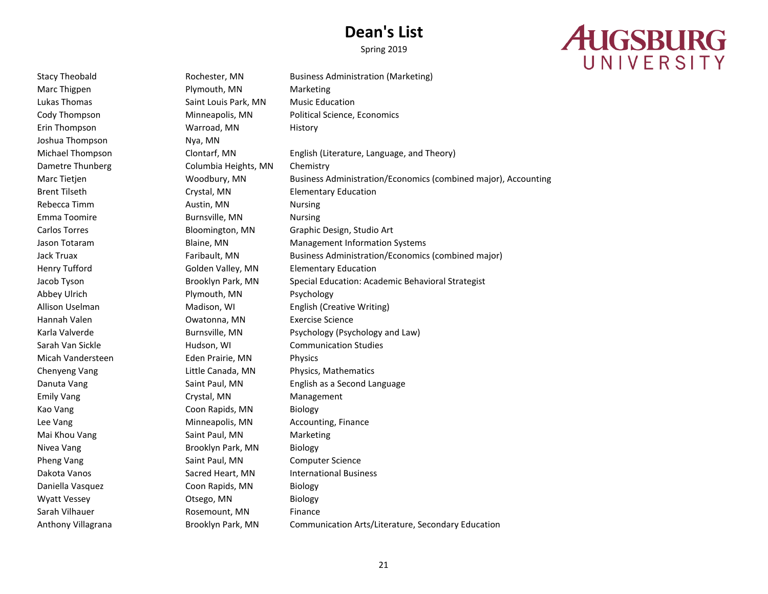# Dean's List

Spring 2019

| | | |
|---|---|---|
| Stacy Theobald | Rochester, MN | Business Administration (Marketing) |
| Marc Thigpen | Plymouth, MN | Marketing |
| Lukas Thomas | Saint Louis Park, MN | Music Education |
| Cody Thompson | Minneapolis, MN | Political Science, Economics |
| Erin Thompson | Warroad, MN | History |
| Joshua Thompson | Nya, MN | |
| Michael Thompson | Clontarf, MN | English (Literature, Language, and Theory) |
| Dametre Thunberg | Columbia Heights, MN | Chemistry |
| Marc Tietjen | Woodbury, MN | Business Administration/Economics (combined major), Accounting |
| Brent Tilseth | Crystal, MN | Elementary Education |
| Rebecca Timm | Austin, MN | Nursing |
| Emma Toomire | Burnsville, MN | Nursing |
| Carlos Torres | Bloomington, MN | Graphic Design, Studio Art |
| Jason Totaram | Blaine, MN | Management Information Systems |
| Jack Truax | Faribault, MN | Business Administration/Economics (combined major) |
| Henry Tufford | Golden Valley, MN | Elementary Education |
| Jacob Tyson | Brooklyn Park, MN | Special Education: Academic Behavioral Strategist |
| Abbey Ulrich | Plymouth, MN | Psychology |
| Allison Uselman | Madison, WI | English (Creative Writing) |
| Hannah Valen | Owatonna, MN | Exercise Science |
| Karla Valverde | Burnsville, MN | Psychology (Psychology and Law) |
| Sarah Van Sickle | Hudson, WI | Communication Studies |
| Micah Vandersteen | Eden Prairie, MN | Physics |
| Chenyeng Vang | Little Canada, MN | Physics, Mathematics |
| Danuta Vang | Saint Paul, MN | English as a Second Language |
| Emily Vang | Crystal, MN | Management |
| Kao Vang | Coon Rapids, MN | Biology |
| Lee Vang | Minneapolis, MN | Accounting, Finance |
| Mai Khou Vang | Saint Paul, MN | Marketing |
| Nivea Vang | Brooklyn Park, MN | Biology |
| Pheng Vang | Saint Paul, MN | Computer Science |
| Dakota Vanos | Sacred Heart, MN | International Business |
| Daniella Vasquez | Coon Rapids, MN | Biology |
| Wyatt Vessey | Otsego, MN | Biology |
| Sarah Vilhauer | Rosemount, MN | Finance |
| Anthony Villagrana | Brooklyn Park, MN | Communication Arts/Literature, Secondary Education |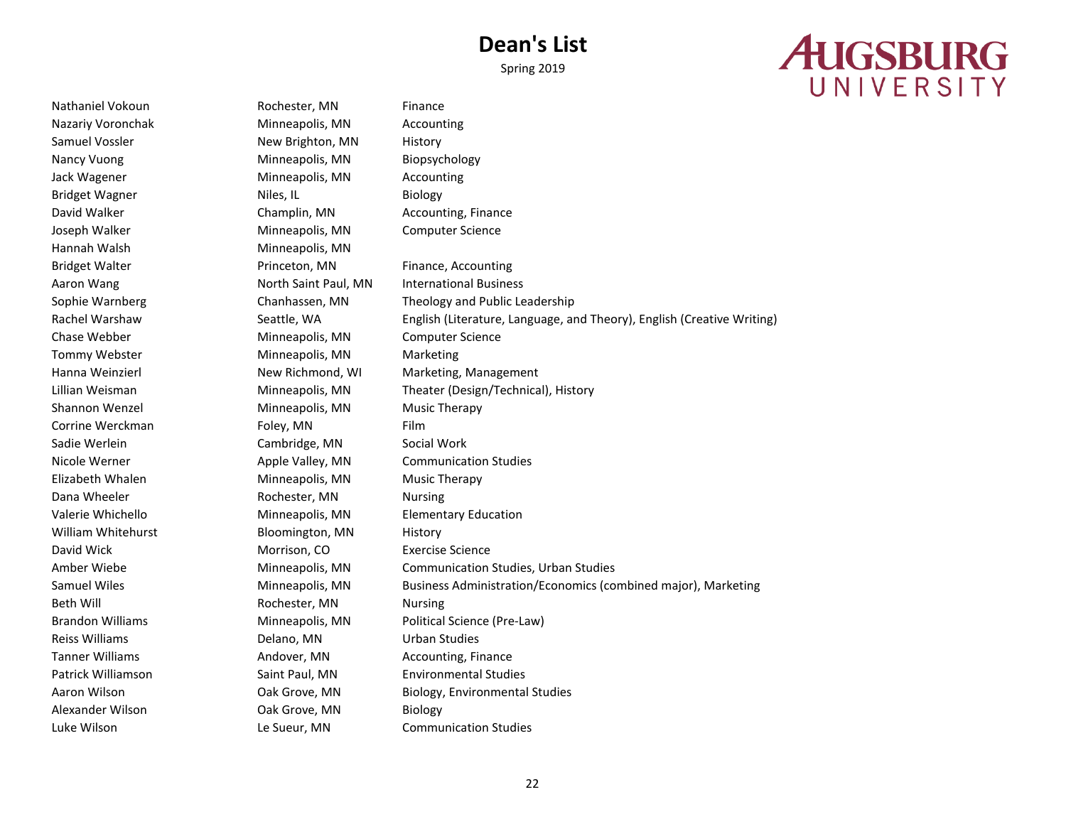# Dean's List

Spring 2019

AUGSBURG UNIVERSITY

| | | |
|---|---|---|
| Nathaniel Vokoun | Rochester, MN | Finance |
| Nazariy Voronchak | Minneapolis, MN | Accounting |
| Samuel Vossler | New Brighton, MN | History |
| Nancy Vuong | Minneapolis, MN | Biopsychology |
| Jack Wagener | Minneapolis, MN | Accounting |
| Bridget Wagner | Niles, IL | Biology |
| David Walker | Champlin, MN | Accounting, Finance |
| Joseph Walker | Minneapolis, MN | Computer Science |
| Hannah Walsh | Minneapolis, MN | |
| Bridget Walter | Princeton, MN | Finance, Accounting |
| Aaron Wang | North Saint Paul, MN | International Business |
| Sophie Warnberg | Chanhassen, MN | Theology and Public Leadership |
| Rachel Warshaw | Seattle, WA | English (Literature, Language, and Theory), English (Creative Writing) |
| Chase Webber | Minneapolis, MN | Computer Science |
| Tommy Webster | Minneapolis, MN | Marketing |
| Hanna Weinzierl | New Richmond, WI | Marketing, Management |
| Lillian Weisman | Minneapolis, MN | Theater (Design/Technical), History |
| Shannon Wenzel | Minneapolis, MN | Music Therapy |
| Corrine Werckman | Foley, MN | Film |
| Sadie Werlein | Cambridge, MN | Social Work |
| Nicole Werner | Apple Valley, MN | Communication Studies |
| Elizabeth Whalen | Minneapolis, MN | Music Therapy |
| Dana Wheeler | Rochester, MN | Nursing |
| Valerie Whichello | Minneapolis, MN | Elementary Education |
| William Whitehurst | Bloomington, MN | History |
| David Wick | Morrison, CO | Exercise Science |
| Amber Wiebe | Minneapolis, MN | Communication Studies, Urban Studies |
| Samuel Wiles | Minneapolis, MN | Business Administration/Economics (combined major), Marketing |
| Beth Will | Rochester, MN | Nursing |
| Brandon Williams | Minneapolis, MN | Political Science (Pre-Law) |
| Reiss Williams | Delano, MN | Urban Studies |
| Tanner Williams | Andover, MN | Accounting, Finance |
| Patrick Williamson | Saint Paul, MN | Environmental Studies |
| Aaron Wilson | Oak Grove, MN | Biology, Environmental Studies |
| Alexander Wilson | Oak Grove, MN | Biology |
| Luke Wilson | Le Sueur, MN | Communication Studies |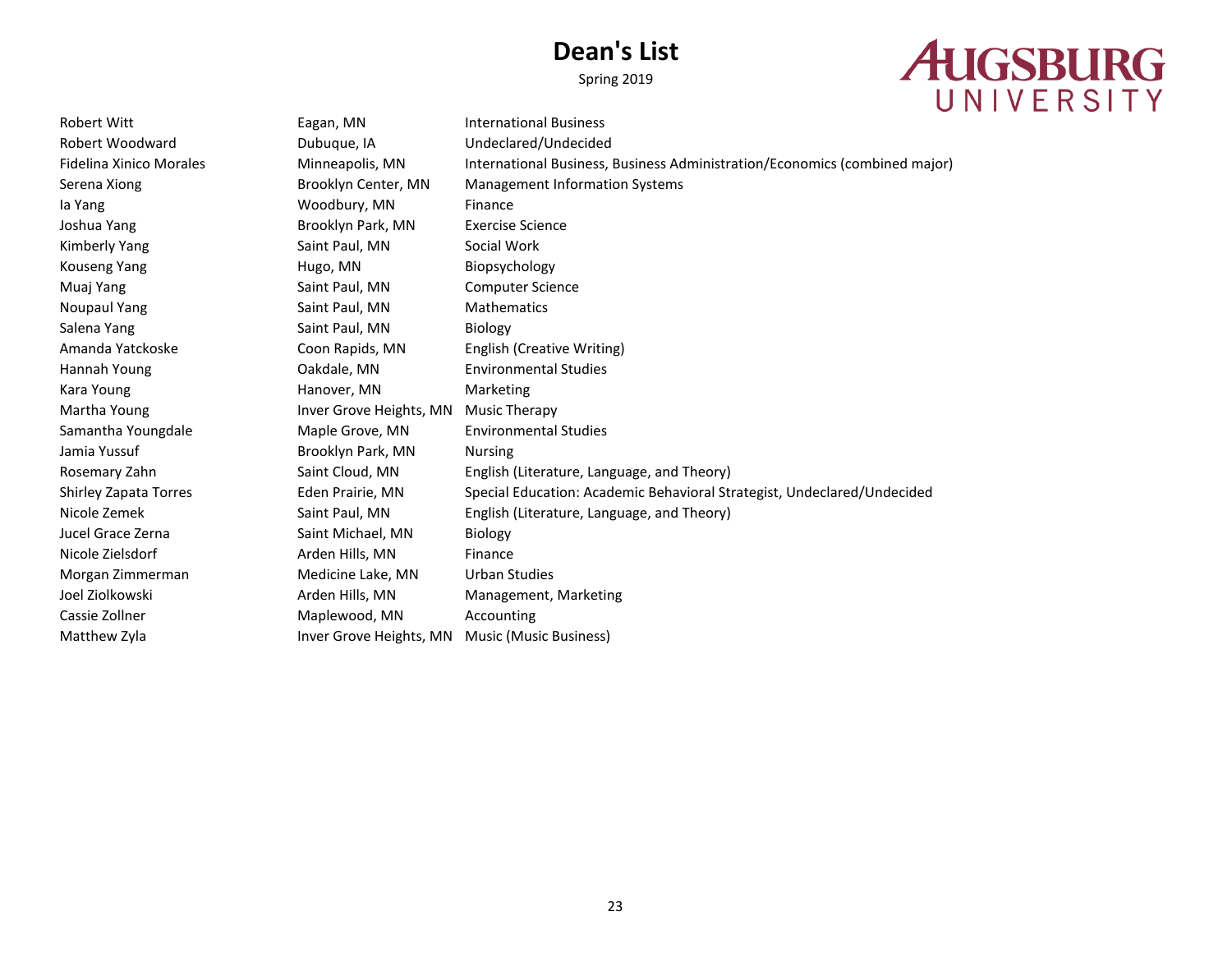# Dean's List

Spring 2019

AUGSBURG UNIVERSITY

| | | |
|---|---|---|
| Robert Witt | Eagan, MN | International Business |
| Robert Woodward | Dubuque, IA | Undeclared/Undecided |
| Fidelina Xinico Morales | Minneapolis, MN | International Business, Business Administration/Economics (combined major) |
| Serena Xiong | Brooklyn Center, MN | Management Information Systems |
| Ia Yang | Woodbury, MN | Finance |
| Joshua Yang | Brooklyn Park, MN | Exercise Science |
| Kimberly Yang | Saint Paul, MN | Social Work |
| Kouseng Yang | Hugo, MN | Biopsychology |
| Muaj Yang | Saint Paul, MN | Computer Science |
| Noupaul Yang | Saint Paul, MN | Mathematics |
| Salena Yang | Saint Paul, MN | Biology |
| Amanda Yatckoske | Coon Rapids, MN | English (Creative Writing) |
| Hannah Young | Oakdale, MN | Environmental Studies |
| Kara Young | Hanover, MN | Marketing |
| Martha Young | Inver Grove Heights, MN | Music Therapy |
| Samantha Youngdale | Maple Grove, MN | Environmental Studies |
| Jamia Yussuf | Brooklyn Park, MN | Nursing |
| Rosemary Zahn | Saint Cloud, MN | English (Literature, Language, and Theory) |
| Shirley Zapata Torres | Eden Prairie, MN | Special Education: Academic Behavioral Strategist, Undeclared/Undecided |
| Nicole Zemek | Saint Paul, MN | English (Literature, Language, and Theory) |
| Jucel Grace Zerna | Saint Michael, MN | Biology |
| Nicole Zielsdorf | Arden Hills, MN | Finance |
| Morgan Zimmerman | Medicine Lake, MN | Urban Studies |
| Joel Ziolkowski | Arden Hills, MN | Management, Marketing |
| Cassie Zollner | Maplewood, MN | Accounting |
| Matthew Zyla | Inver Grove Heights, MN | Music (Music Business) |